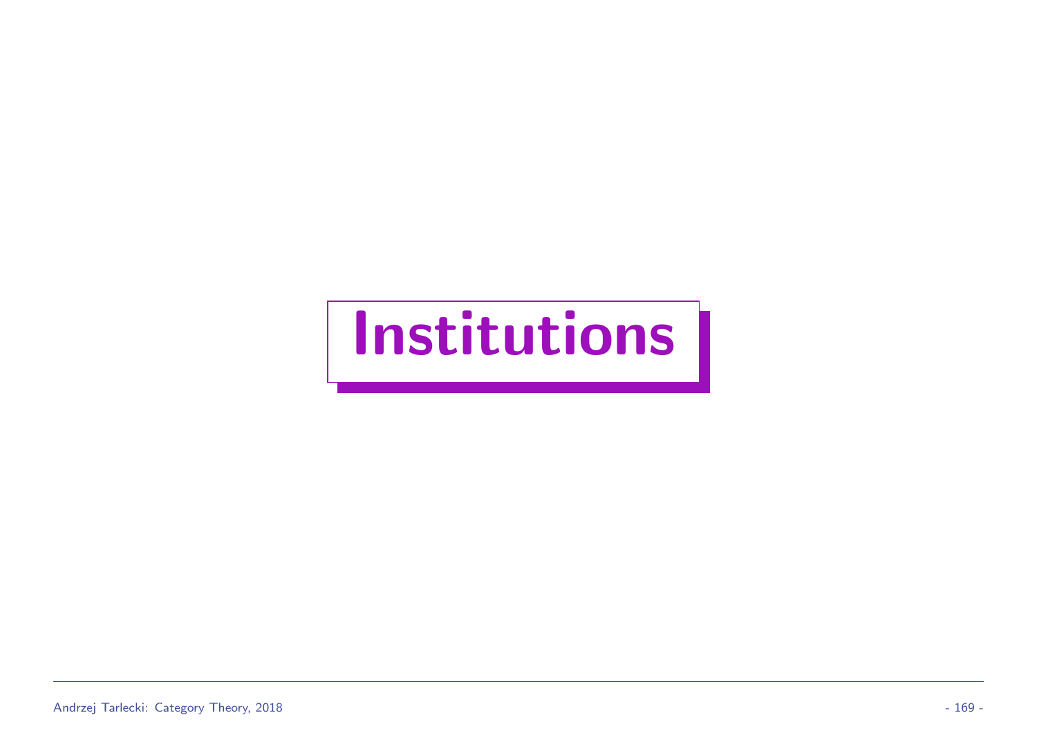# Institutions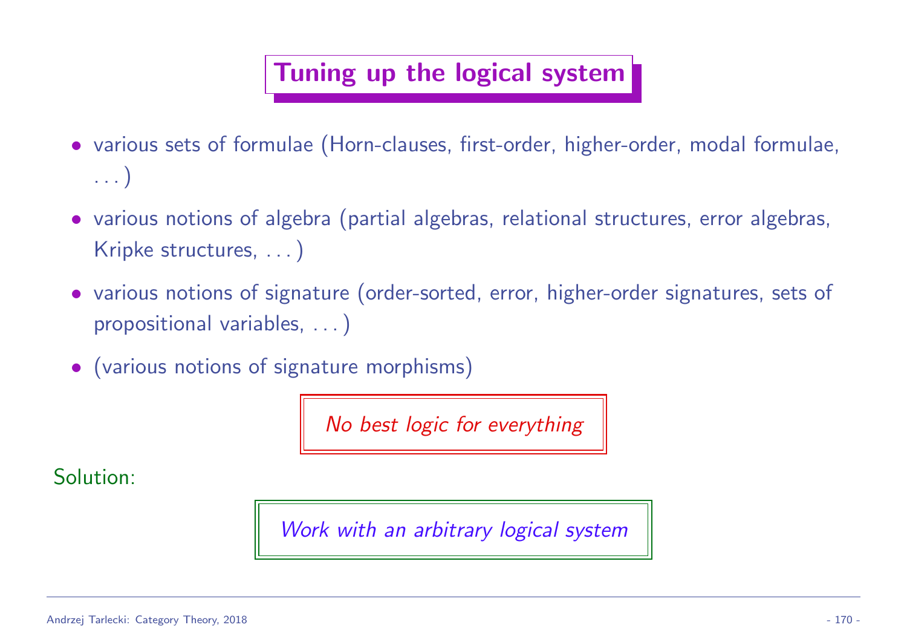# Tuning up the logical system

- various sets of formulae (Horn-clauses, first-order, higher-order, modal formulae, . . . )
- various notions of algebra (partial algebras, relational structures, error algebras, Kripke structures, . . . )
- various notions of signature (order-sorted, error, higher-order signatures, sets of propositional variables, . . . )
- (various notions of signature morphisms)

*No best logic for everything*

Solution:

*Work with an arbitrary logical system*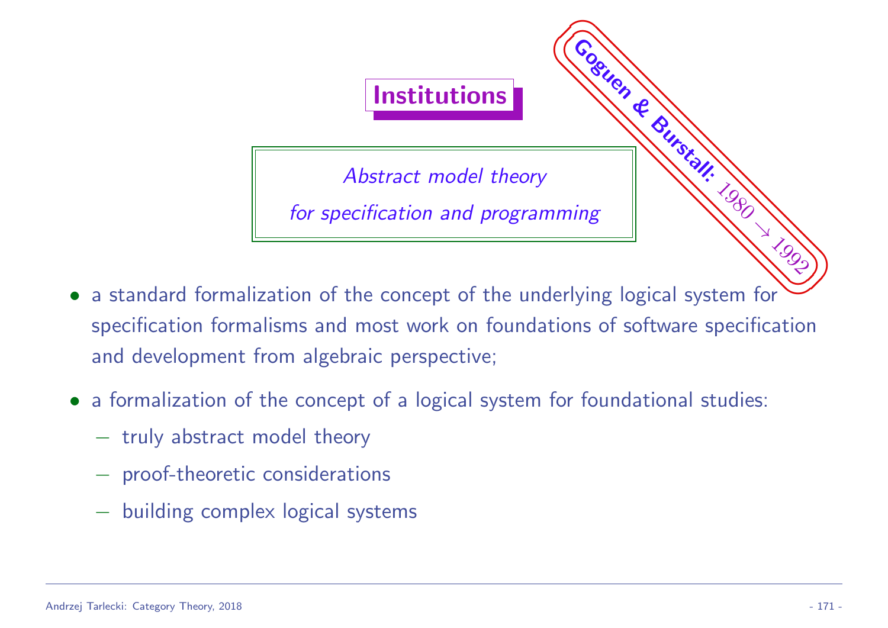# Institutions

*Abstract model theory*

*for specification and programming*

**Goguen & Burstall:** $1980 \to 1992$

- a standard formalization of the concept of the underlying logical system for specification formalisms and most work on foundations of software specification and development from algebraic perspective;
- a formalization of the concept of a logical system for foundational studies:
  - truly abstract model theory
  - proof-theoretic considerations
  - building complex logical systems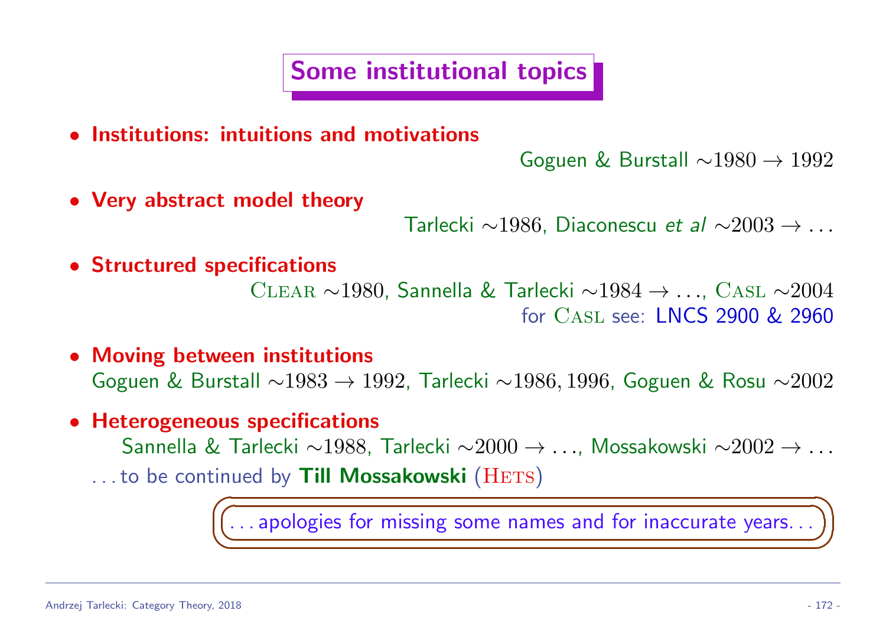# Some institutional topics

- **Institutions: intuitions and motivations**

  Goguen & Burstall $\sim 1980 \to 1992$

- **Very abstract model theory**

  Tarlecki $\sim 1986$, Diaconescu *et al* $\sim 2003 \to \ldots$

- **Structured specifications**

  Clear $\sim 1980$, Sannella & Tarlecki $\sim 1984 \to \ldots$, Casl $\sim 2004$

  for Casl see: LNCS 2900 & 2960

- **Moving between institutions**

  Goguen & Burstall $\sim 1983 \to 1992$, Tarlecki $\sim 1986, 1996$, Goguen & Rosu $\sim 2002$

- **Heterogeneous specifications**

  Sannella & Tarlecki $\sim 1988$, Tarlecki $\sim 2000 \to \ldots$, Mossakowski $\sim 2002 \to \ldots$

  ... to be continued by **Till Mossakowski** (Hets)

... apologies for missing some names and for inaccurate years...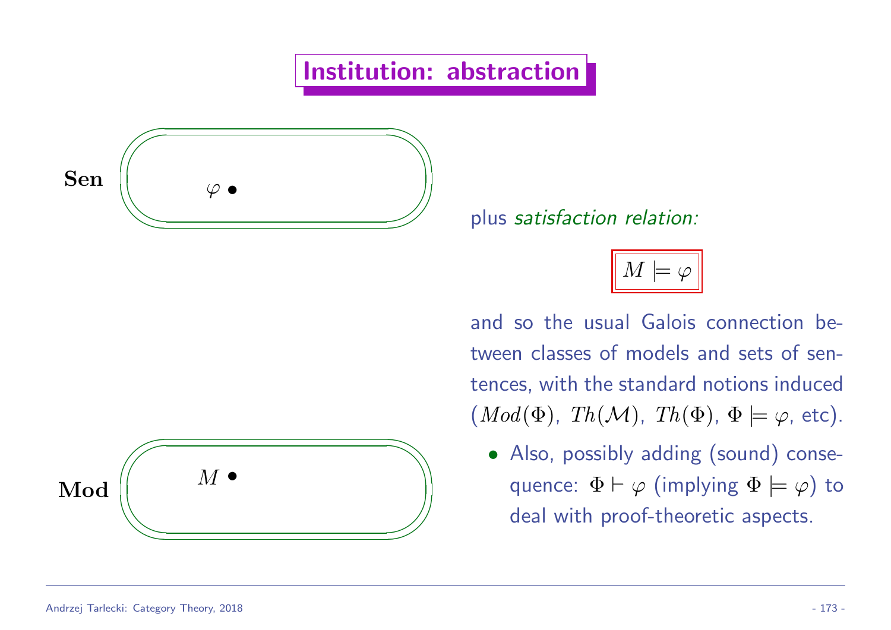# Institution: abstraction

**Sen** $\varphi$ •

**Mod** $M$ •

plus *satisfaction relation:*

$$M \models \varphi$$

and so the usual Galois connection between classes of models and sets of sentences, with the standard notions induced ($Mod(\Phi)$, $Th(\mathcal{M})$, $Th(\Phi)$, $\Phi \models \varphi$, etc).

- Also, possibly adding (sound) consequence: $\Phi \vdash \varphi$ (implying $\Phi \models \varphi$) to deal with proof-theoretic aspects.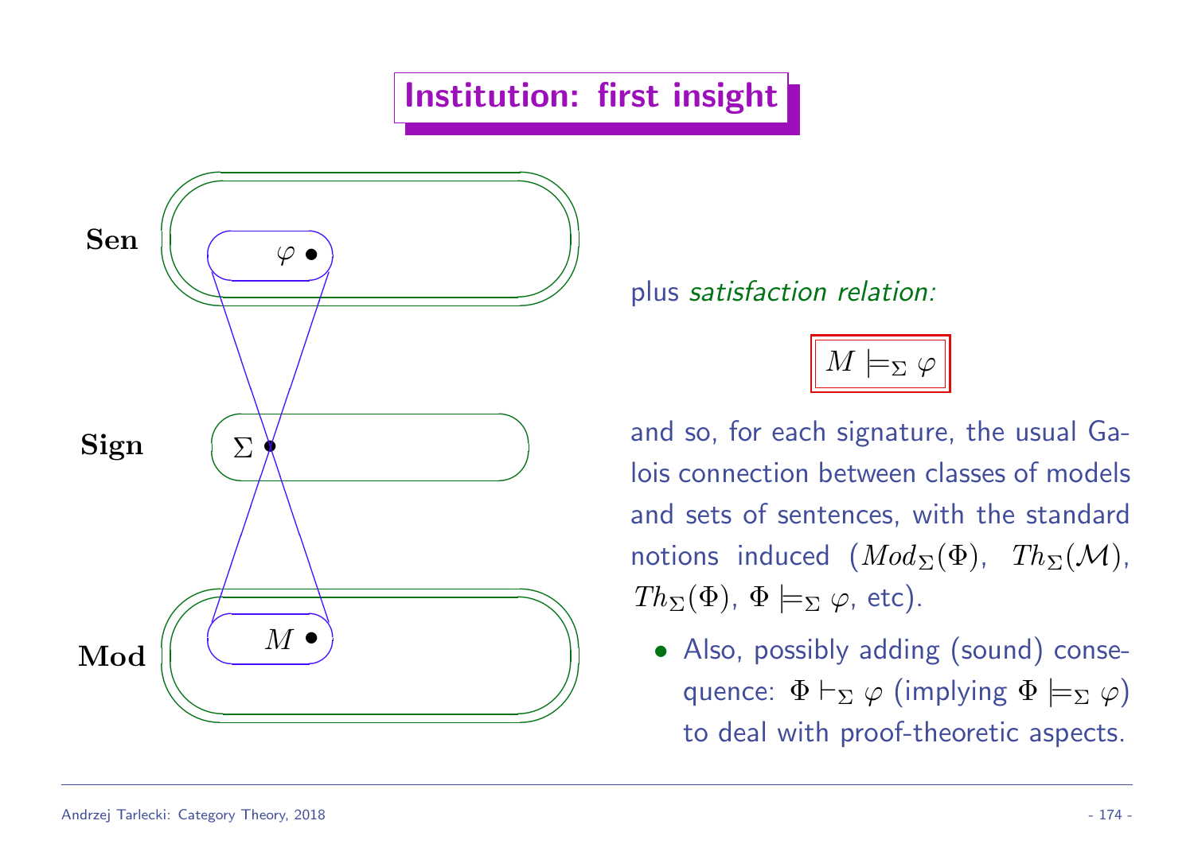# Institution: first insight

**Sen**

$\varphi$

**Sign**

$\Sigma$

**Mod**

$M$

plus *satisfaction relation:*

$$M \models_\Sigma \varphi$$

and so, for each signature, the usual Galois connection between classes of models and sets of sentences, with the standard notions induced ($Mod_\Sigma(\Phi)$, $Th_\Sigma(\mathcal{M})$, $Th_\Sigma(\Phi)$, $\Phi \models_\Sigma \varphi$, etc).

- Also, possibly adding (sound) consequence: $\Phi \vdash_\Sigma \varphi$ (implying $\Phi \models_\Sigma \varphi$) to deal with proof-theoretic aspects.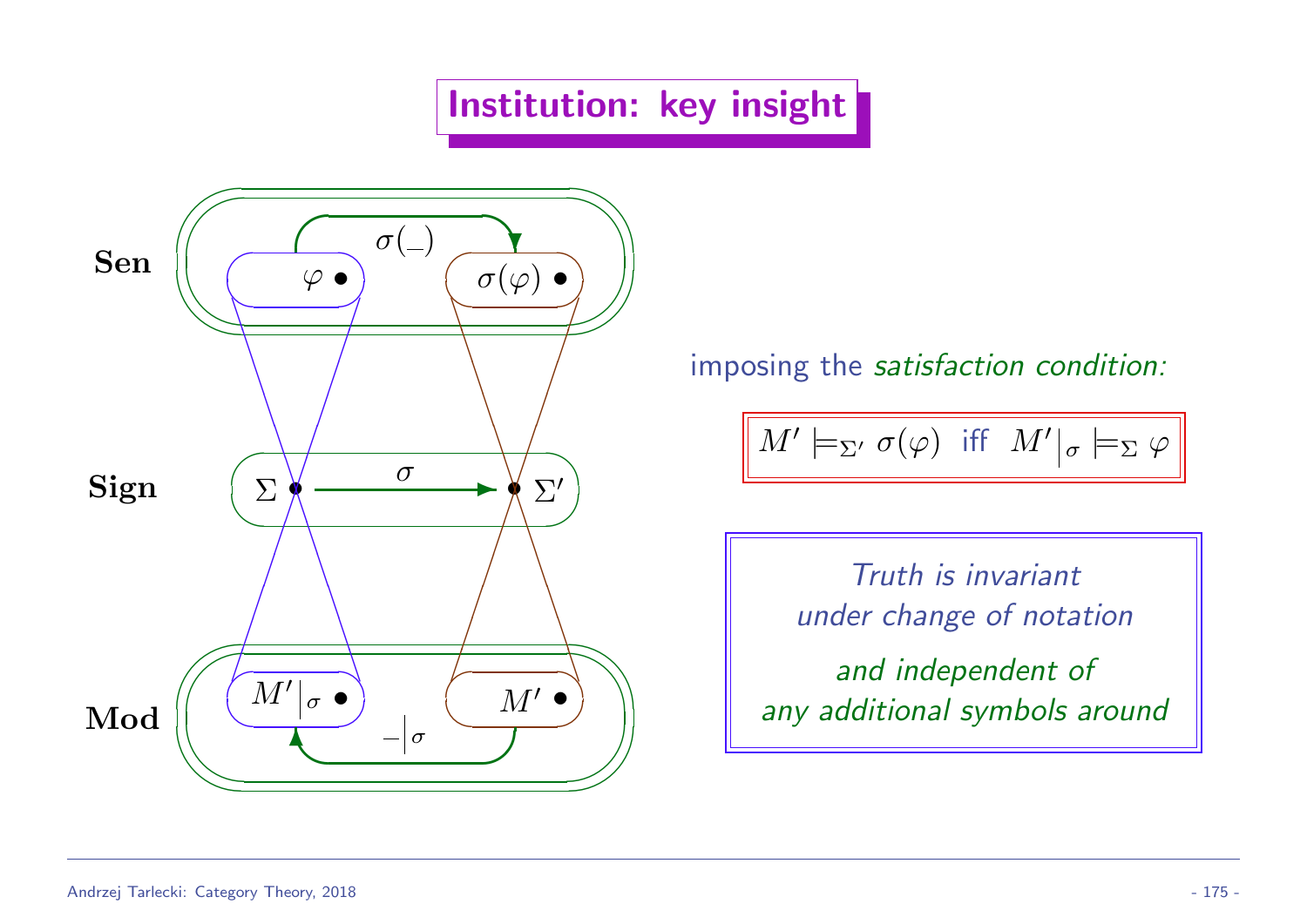# Institution: key insight

**Sen** $\varphi$ $\sigma(\_)$ $\sigma(\varphi)$

**Sign** $\Sigma$ $\sigma$ $\Sigma'$

**Mod** $M'|_\sigma$ $\_|_\sigma$ $M'$

imposing the *satisfaction condition:*

$$M' \models_{\Sigma'} \sigma(\varphi) \text{ iff } M'|_\sigma \models_\Sigma \varphi$$

*Truth is invariant under change of notation*

*and independent of any additional symbols around*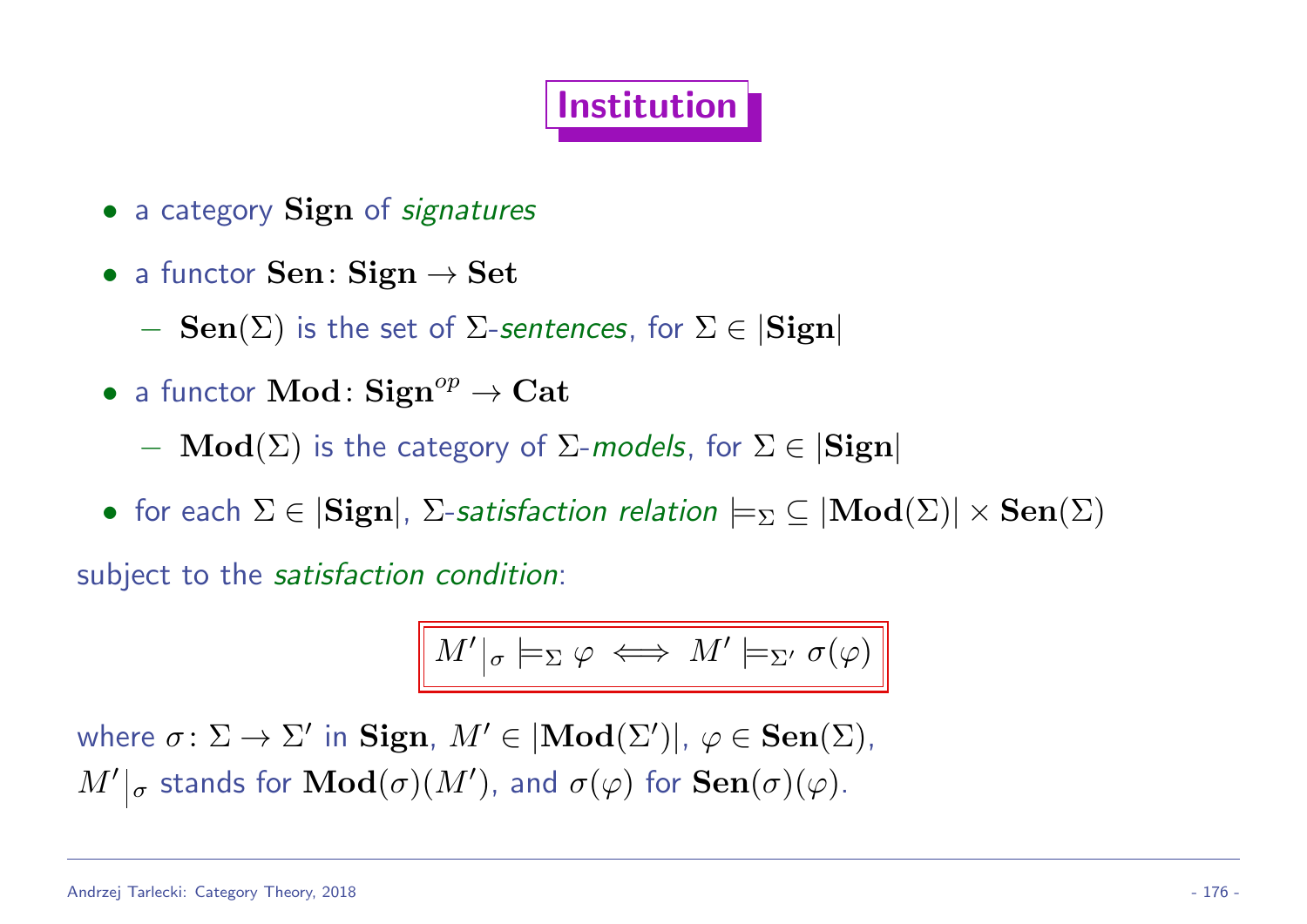# Institution

- a category $\mathbf{Sign}$ of *signatures*
- a functor $\mathbf{Sen}\colon \mathbf{Sign} \to \mathbf{Set}$
  - $\mathbf{Sen}(\Sigma)$ is the set of $\Sigma$-*sentences*, for $\Sigma \in |\mathbf{Sign}|$
- a functor $\mathbf{Mod}\colon \mathbf{Sign}^{op} \to \mathbf{Cat}$
  - $\mathbf{Mod}(\Sigma)$ is the category of $\Sigma$-*models*, for $\Sigma \in |\mathbf{Sign}|$
- for each $\Sigma \in |\mathbf{Sign}|$, $\Sigma$-*satisfaction relation* $\models_\Sigma \subseteq |\mathbf{Mod}(\Sigma)| \times \mathbf{Sen}(\Sigma)$

subject to the *satisfaction condition*:

$$M'|_\sigma \models_\Sigma \varphi \iff M' \models_{\Sigma'} \sigma(\varphi)$$

where $\sigma\colon \Sigma \to \Sigma'$ in $\mathbf{Sign}$, $M' \in |\mathbf{Mod}(\Sigma')|$, $\varphi \in \mathbf{Sen}(\Sigma)$,
$M'|_\sigma$ stands for $\mathbf{Mod}(\sigma)(M')$, and $\sigma(\varphi)$ for $\mathbf{Sen}(\sigma)(\varphi)$.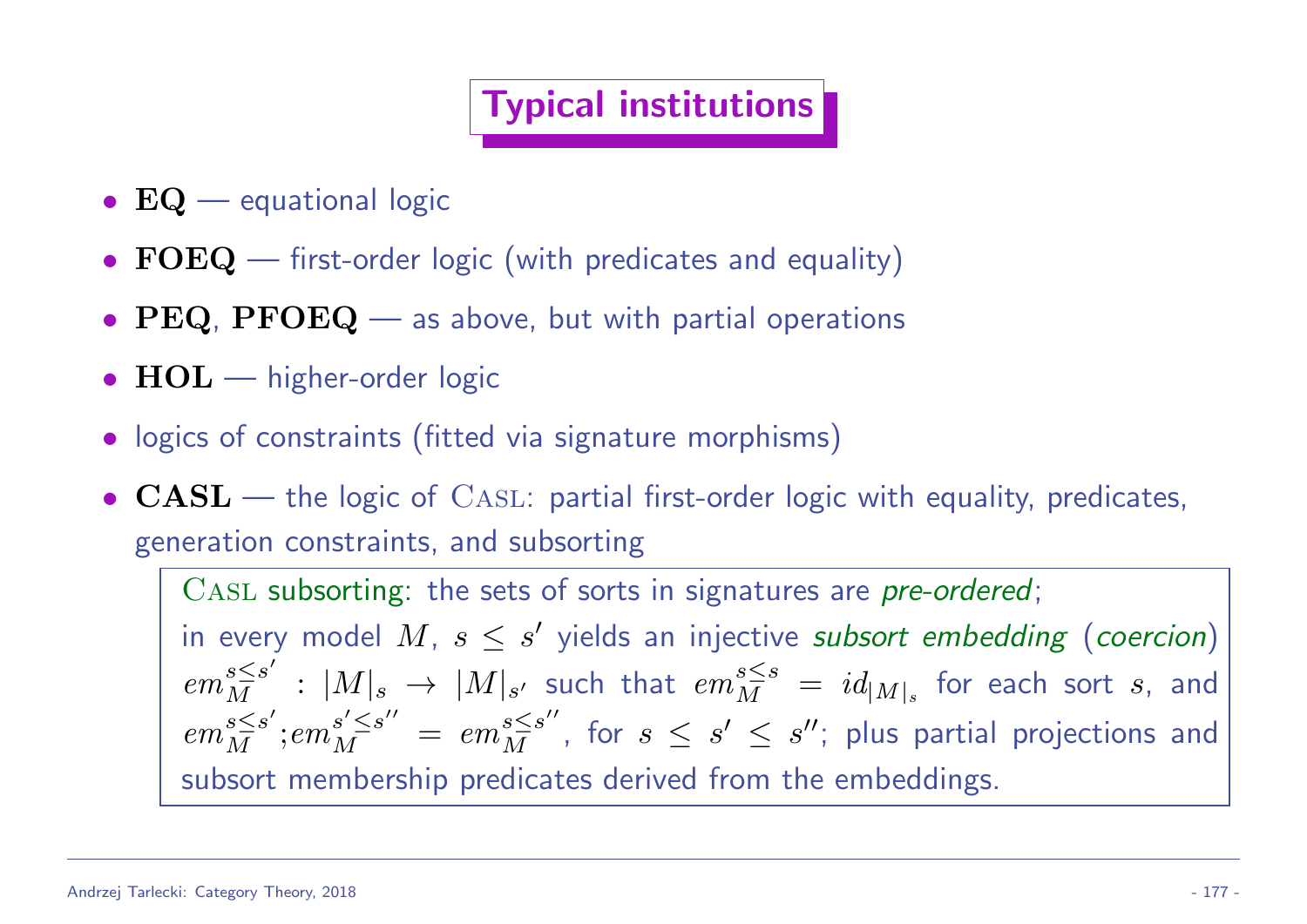# Typical institutions

- **EQ** — equational logic
- **FOEQ** — first-order logic (with predicates and equality)
- **PEQ**, **PFOEQ** — as above, but with partial operations
- **HOL** — higher-order logic
- logics of constraints (fitted via signature morphisms)
- **CASL** — the logic of CASL: partial first-order logic with equality, predicates, generation constraints, and subsorting

> CASL subsorting: the sets of sorts in signatures are *pre-ordered*;
> in every model $M$, $s \leq s'$ yields an injective *subsort embedding* (*coercion*) $em_M^{s \leq s'} : |M|_s \to |M|_{s'}$ such that $em_M^{s \leq s} = id_{|M|_s}$ for each sort $s$, and $em_M^{s \leq s'};em_M^{s' \leq s''} = em_M^{s \leq s''}$, for $s \leq s' \leq s''$; plus partial projections and subsort membership predicates derived from the embeddings.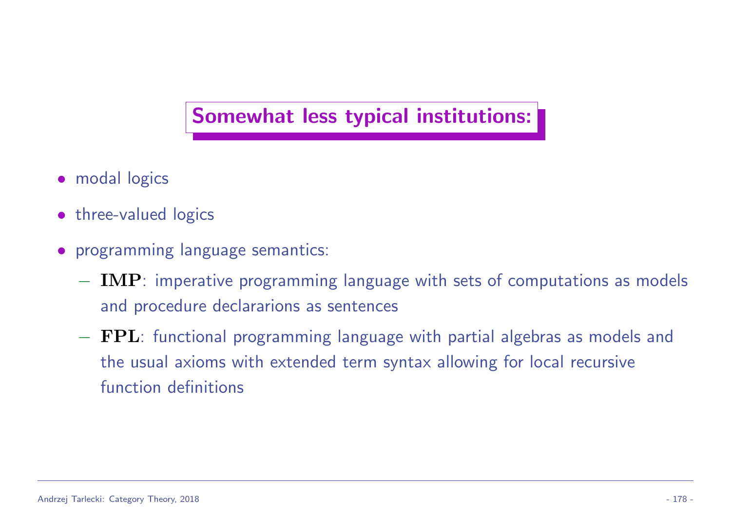## Somewhat less typical institutions:

- modal logics
- three-valued logics
- programming language semantics:
  - **IMP**: imperative programming language with sets of computations as models and procedure declararions as sentences
  - **FPL**: functional programming language with partial algebras as models and the usual axioms with extended term syntax allowing for local recursive function definitions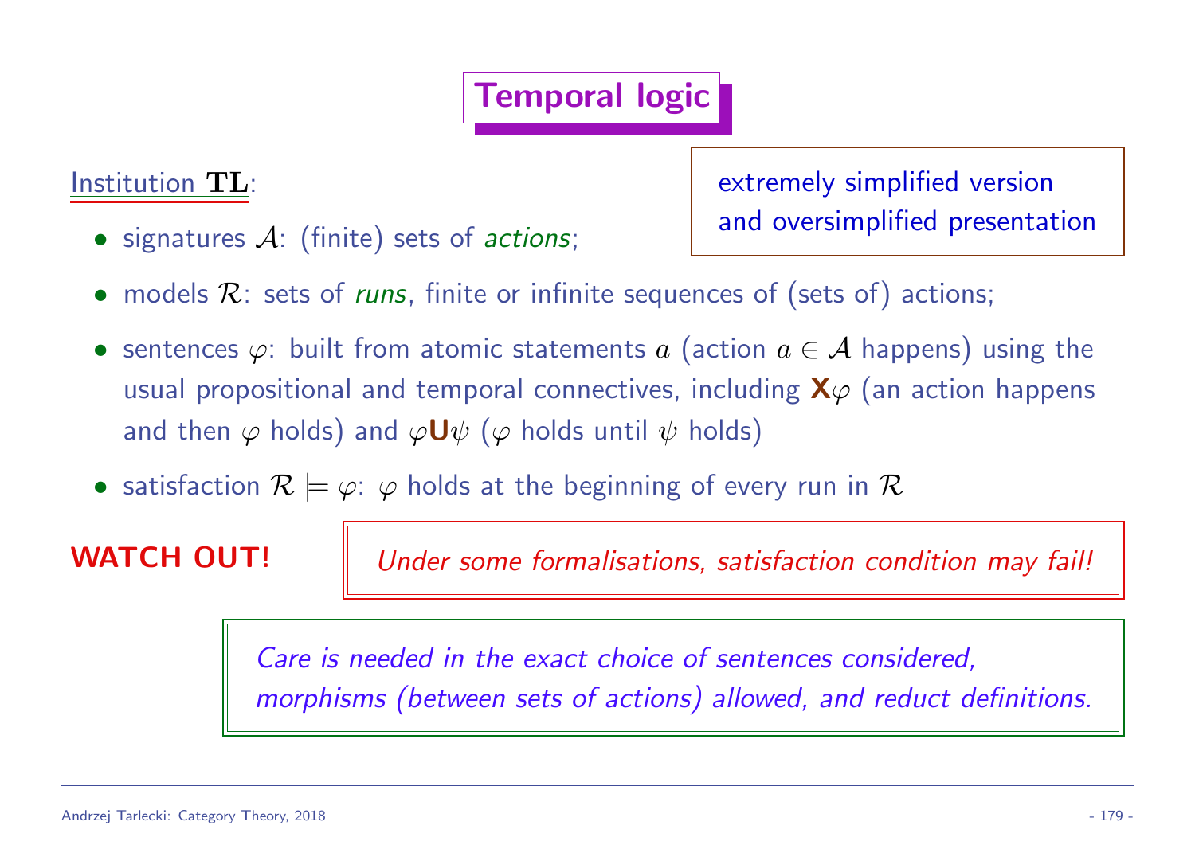# Temporal logic

Institution $\mathbf{TL}$:

> extremely simplified version
> and oversimplified presentation

- signatures $\mathcal{A}$: (finite) sets of *actions*;
- models $\mathcal{R}$: sets of *runs*, finite or infinite sequences of (sets of) actions;
- sentences $\varphi$: built from atomic statements $a$ (action $a \in \mathcal{A}$ happens) using the usual propositional and temporal connectives, including $\mathbf{X}\varphi$ (an action happens and then $\varphi$ holds) and $\varphi\mathbf{U}\psi$ ($\varphi$ holds until $\psi$ holds)
- satisfaction $\mathcal{R} \models \varphi$: $\varphi$ holds at the beginning of every run in $\mathcal{R}$

**WATCH OUT!**

*Under some formalisations, satisfaction condition may fail!*

*Care is needed in the exact choice of sentences considered, morphisms (between sets of actions) allowed, and reduct definitions.*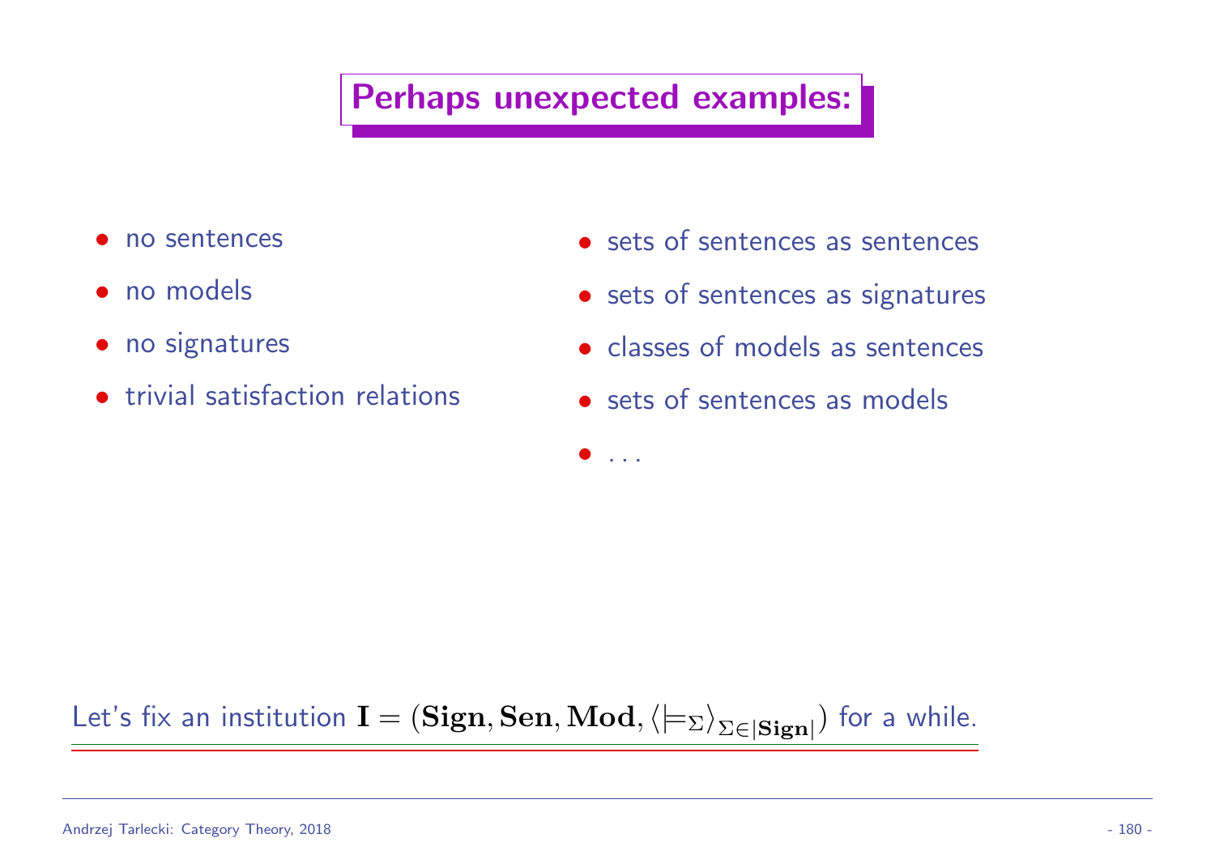## Perhaps unexpected examples:

- no sentences
- no models
- no signatures
- trivial satisfaction relations

- sets of sentences as sentences
- sets of sentences as signatures
- classes of models as sentences
- sets of sentences as models
- ...

Let's fix an institution $\mathbf{I} = (\mathbf{Sign}, \mathbf{Sen}, \mathbf{Mod}, \langle \models_\Sigma \rangle_{\Sigma \in |\mathbf{Sign}|})$ for a while.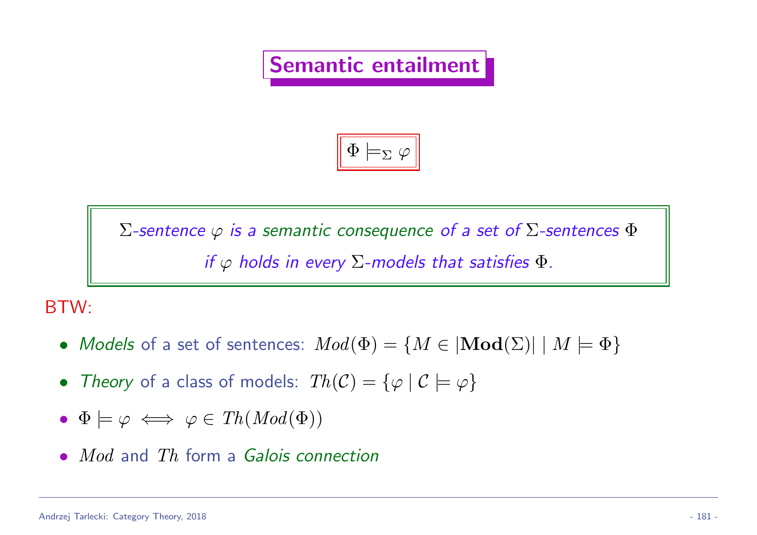# Semantic entailment

$$\Phi \models_\Sigma \varphi$$

*$\Sigma$-sentence $\varphi$ is a semantic consequence of a set of $\Sigma$-sentences $\Phi$ if $\varphi$ holds in every $\Sigma$-models that satisfies $\Phi$.*

BTW:

- *Models* of a set of sentences: $Mod(\Phi) = \{M \in |\mathbf{Mod}(\Sigma)| \mid M \models \Phi\}$
- *Theory* of a class of models: $Th(\mathcal{C}) = \{\varphi \mid \mathcal{C} \models \varphi\}$
- $\Phi \models \varphi \iff \varphi \in Th(Mod(\Phi))$
- $Mod$ and $Th$ form a *Galois connection*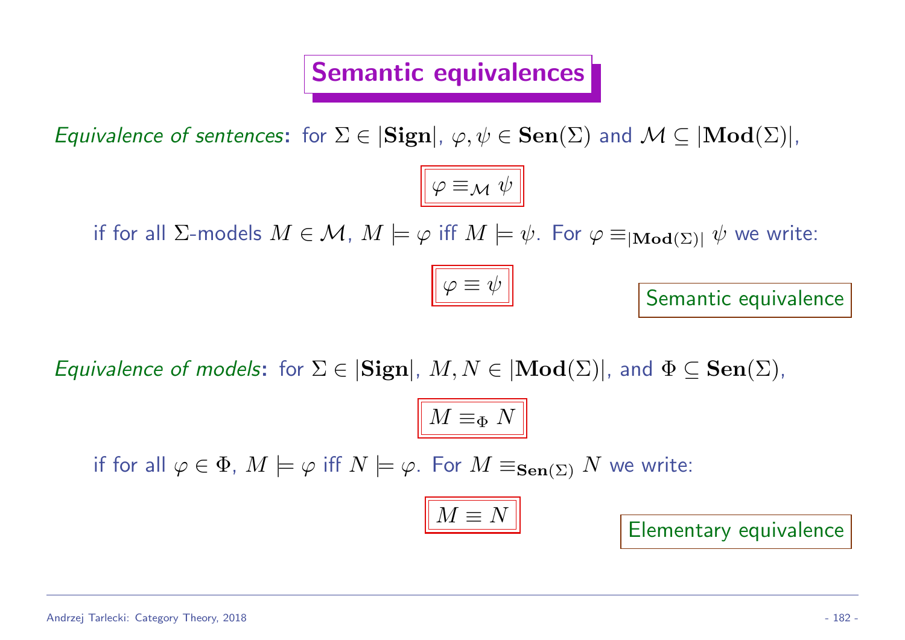# Semantic equivalences

*Equivalence of sentences*: for $\Sigma \in |\mathbf{Sign}|$, $\varphi, \psi \in \mathbf{Sen}(\Sigma)$ and $\mathcal{M} \subseteq |\mathbf{Mod}(\Sigma)|$,

$$\varphi \equiv_{\mathcal{M}} \psi$$

if for all $\Sigma$-models $M \in \mathcal{M}$, $M \models \varphi$ iff $M \models \psi$. For $\varphi \equiv_{|\mathbf{Mod}(\Sigma)|} \psi$ we write:

$$\varphi \equiv \psi$$

Semantic equivalence

*Equivalence of models*: for $\Sigma \in |\mathbf{Sign}|$, $M, N \in |\mathbf{Mod}(\Sigma)|$, and $\Phi \subseteq \mathbf{Sen}(\Sigma)$,

$$M \equiv_{\Phi} N$$

if for all $\varphi \in \Phi$, $M \models \varphi$ iff $N \models \varphi$. For $M \equiv_{\mathbf{Sen}(\Sigma)} N$ we write:

$$M \equiv N$$

Elementary equivalence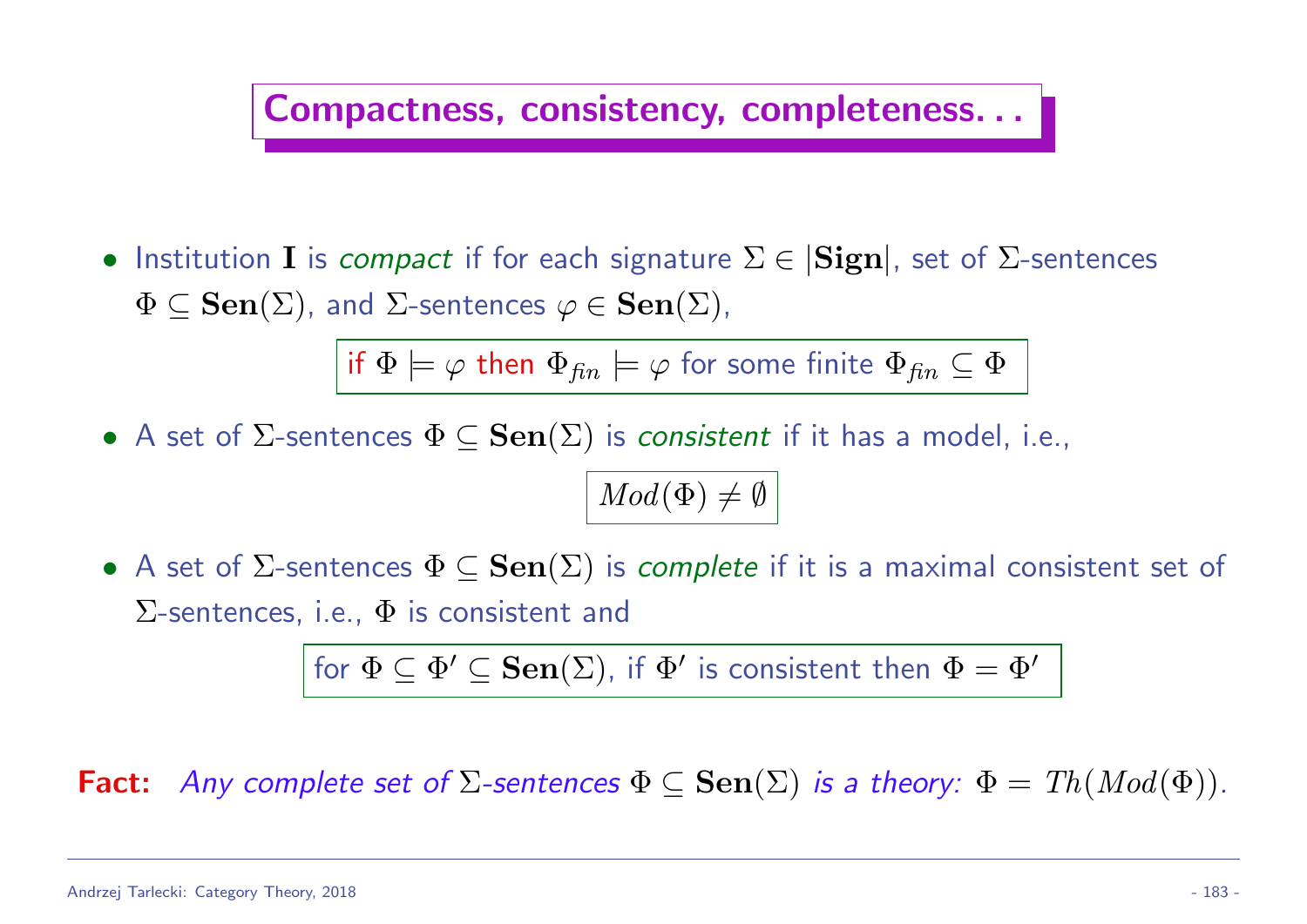## Compactness, consistency, completeness. . .

- Institution $\mathbf{I}$ is *compact* if for each signature $\Sigma \in |\mathbf{Sign}|$, set of $\Sigma$-sentences $\Phi \subseteq \mathbf{Sen}(\Sigma)$, and $\Sigma$-sentences $\varphi \in \mathbf{Sen}(\Sigma)$,

  if $\Phi \models \varphi$ then $\Phi_{\mathit{fin}} \models \varphi$ for some finite $\Phi_{\mathit{fin}} \subseteq \Phi$

- A set of $\Sigma$-sentences $\Phi \subseteq \mathbf{Sen}(\Sigma)$ is *consistent* if it has a model, i.e.,

  $$Mod(\Phi) \neq \emptyset$$

- A set of $\Sigma$-sentences $\Phi \subseteq \mathbf{Sen}(\Sigma)$ is *complete* if it is a maximal consistent set of $\Sigma$-sentences, i.e., $\Phi$ is consistent and

  for $\Phi \subseteq \Phi' \subseteq \mathbf{Sen}(\Sigma)$, if $\Phi'$ is consistent then $\Phi = \Phi'$

**Fact:** *Any complete set of $\Sigma$-sentences $\Phi \subseteq \mathbf{Sen}(\Sigma)$ is a theory: $\Phi = Th(Mod(\Phi))$.*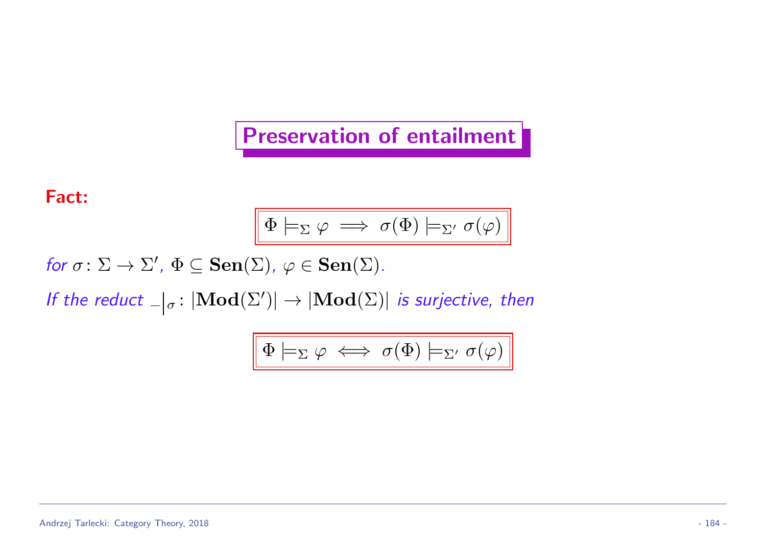# Preservation of entailment

**Fact:**

$$\Phi \models_\Sigma \varphi \implies \sigma(\Phi) \models_{\Sigma'} \sigma(\varphi)$$

*for* $\sigma \colon \Sigma \to \Sigma'$*,* $\Phi \subseteq \mathbf{Sen}(\Sigma)$*,* $\varphi \in \mathbf{Sen}(\Sigma)$*.*

*If the reduct* $\_|_\sigma \colon |\mathbf{Mod}(\Sigma')| \to |\mathbf{Mod}(\Sigma)|$ *is surjective, then*

$$\Phi \models_\Sigma \varphi \iff \sigma(\Phi) \models_{\Sigma'} \sigma(\varphi)$$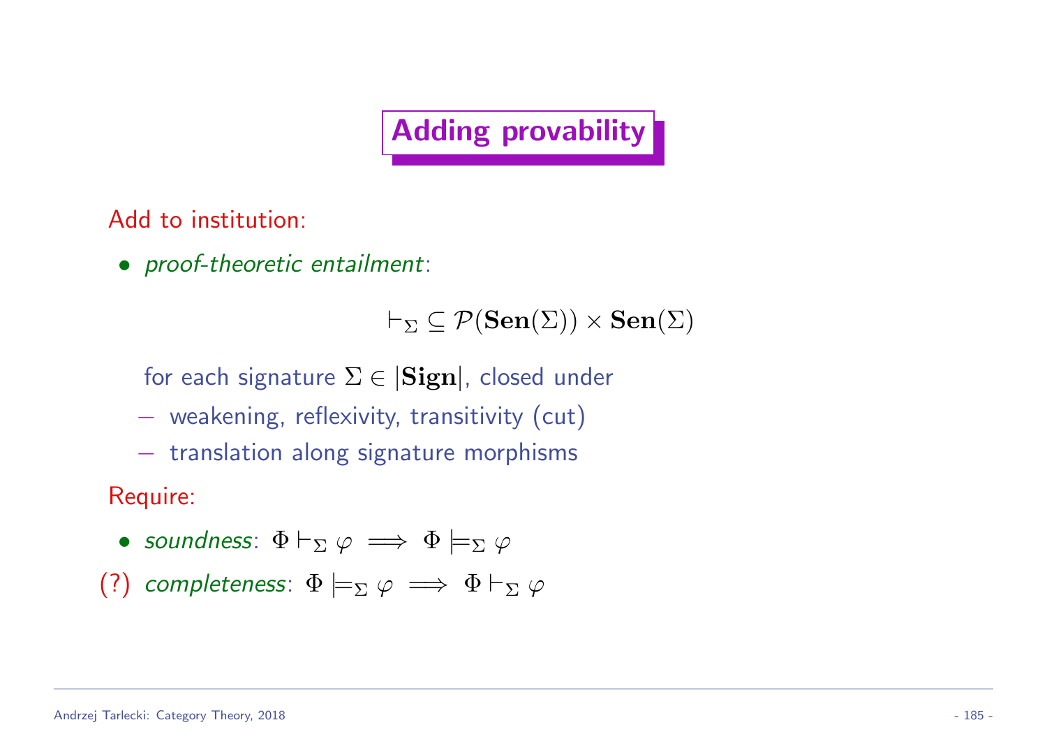# Adding provability

Add to institution:

- *proof-theoretic entailment*:

$$\vdash_\Sigma \subseteq \mathcal{P}(\mathbf{Sen}(\Sigma)) \times \mathbf{Sen}(\Sigma)$$

  for each signature $\Sigma \in |\mathbf{Sign}|$, closed under

  – weakening, reflexivity, transitivity (cut)

  – translation along signature morphisms

Require:

- *soundness*: $\Phi \vdash_\Sigma \varphi \implies \Phi \models_\Sigma \varphi$

(?) *completeness*: $\Phi \models_\Sigma \varphi \implies \Phi \vdash_\Sigma \varphi$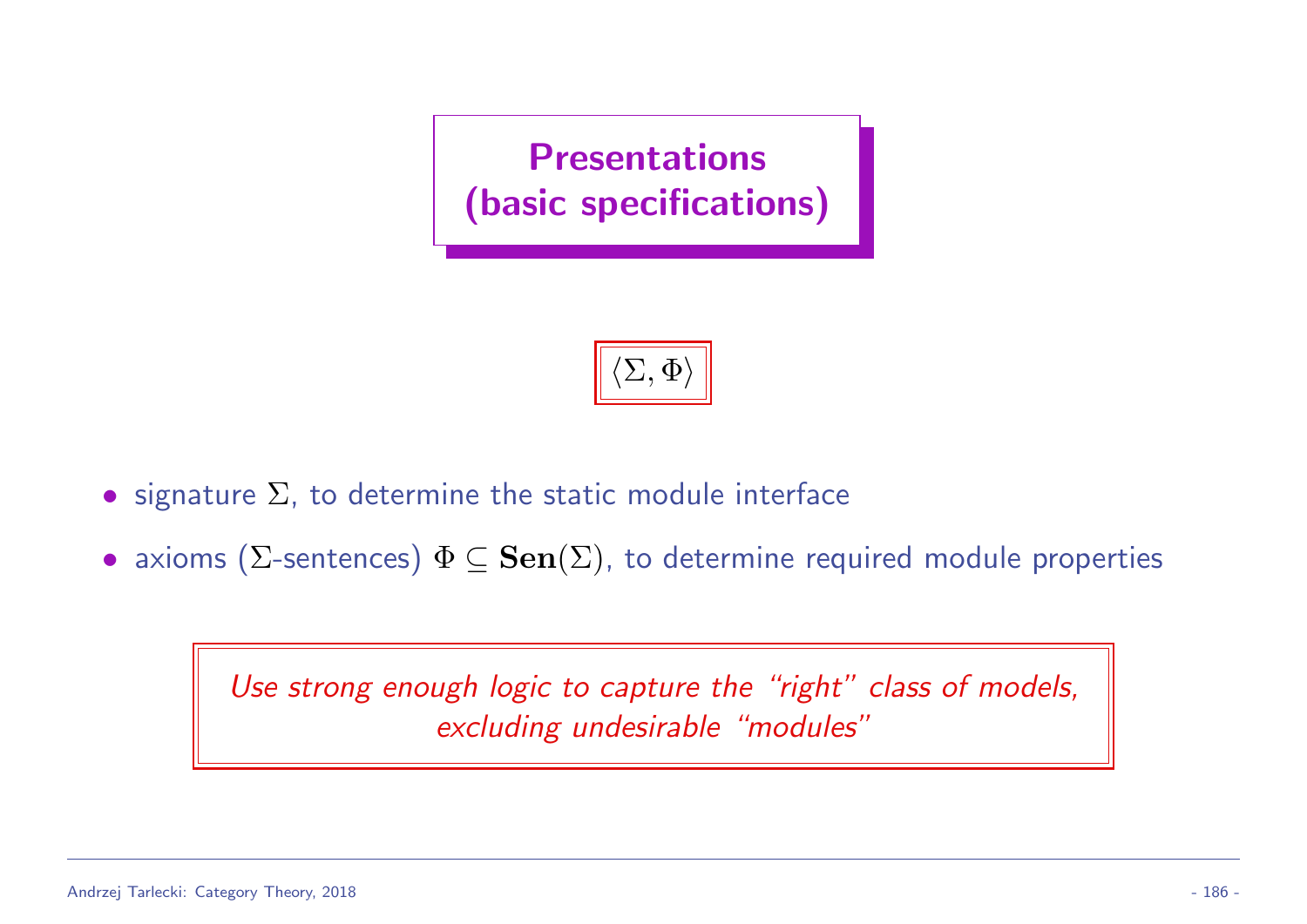# Presentations (basic specifications)

$$\langle \Sigma, \Phi \rangle$$

- signature $\Sigma$, to determine the static module interface
- axioms ($\Sigma$-sentences) $\Phi \subseteq \mathbf{Sen}(\Sigma)$, to determine required module properties

*Use strong enough logic to capture the "right" class of models, excluding undesirable "modules"*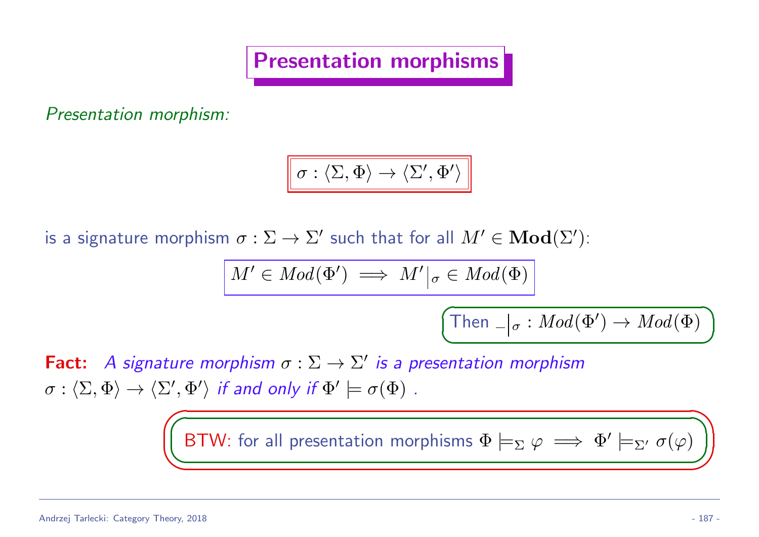# Presentation morphisms

*Presentation morphism:*

$$\sigma : \langle \Sigma, \Phi \rangle \to \langle \Sigma', \Phi' \rangle$$

is a signature morphism $\sigma : \Sigma \to \Sigma'$ such that for all $M' \in \mathbf{Mod}(\Sigma')$:

$$M' \in Mod(\Phi') \implies M'\big|_{\sigma} \in Mod(\Phi)$$

Then $\_\big|_{\sigma} : Mod(\Phi') \to Mod(\Phi)$

**Fact:** *A signature morphism* $\sigma : \Sigma \to \Sigma'$ *is a presentation morphism* $\sigma : \langle \Sigma, \Phi \rangle \to \langle \Sigma', \Phi' \rangle$ *if and only if* $\Phi' \models \sigma(\Phi)$ .

BTW: for all presentation morphisms $\Phi \models_{\Sigma} \varphi \implies \Phi' \models_{\Sigma'} \sigma(\varphi)$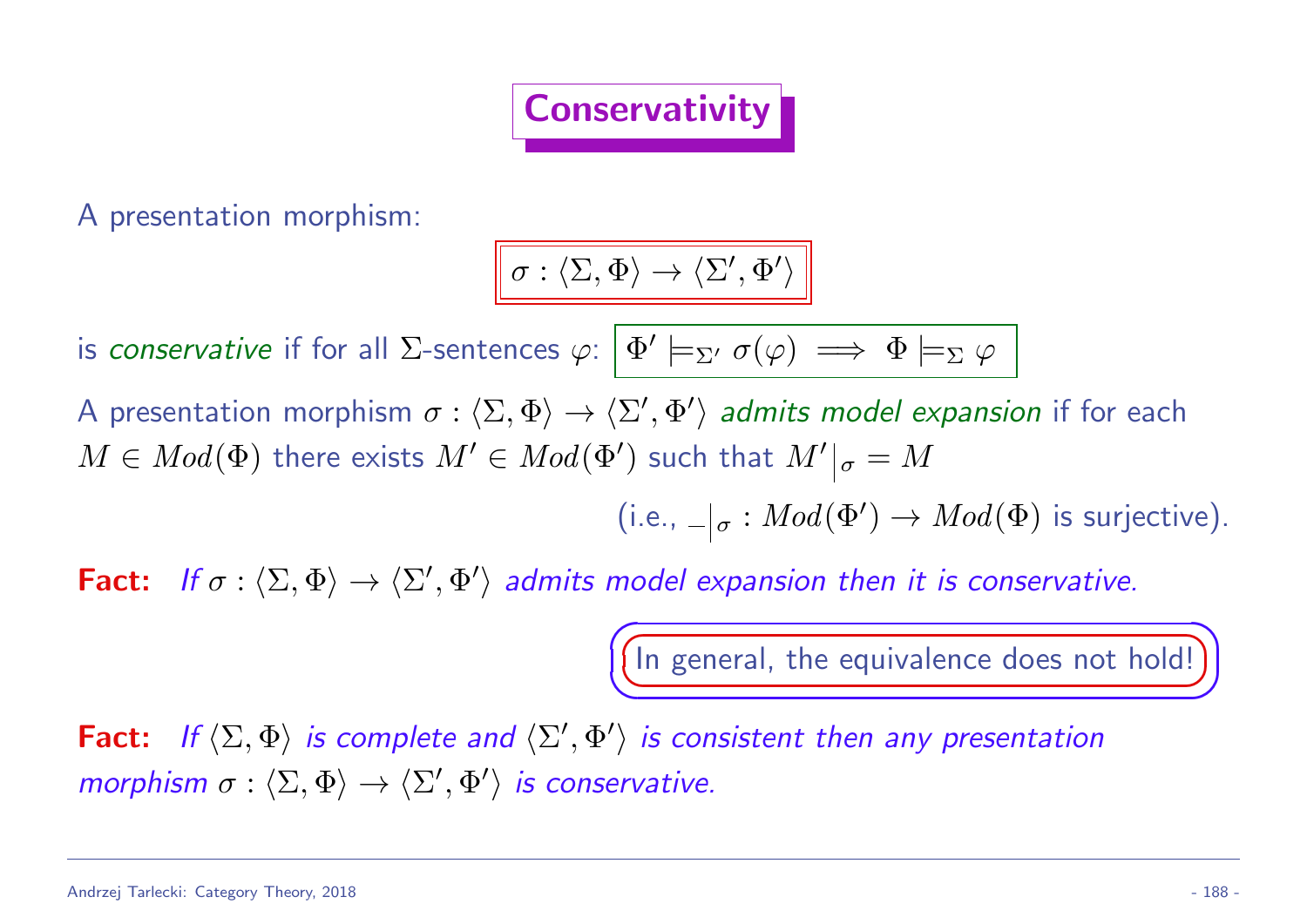# Conservativity

A presentation morphism:

$$\sigma : \langle \Sigma, \Phi \rangle \to \langle \Sigma', \Phi' \rangle$$

is *conservative* if for all $\Sigma$-sentences $\varphi$: $\Phi' \models_{\Sigma'} \sigma(\varphi) \implies \Phi \models_{\Sigma} \varphi$

A presentation morphism $\sigma : \langle \Sigma, \Phi \rangle \to \langle \Sigma', \Phi' \rangle$ *admits model expansion* if for each $M \in Mod(\Phi)$ there exists $M' \in Mod(\Phi')$ such that $M'|_\sigma = M$

(i.e., $\_|_\sigma : Mod(\Phi') \to Mod(\Phi)$ is surjective).

**Fact:** *If $\sigma : \langle \Sigma, \Phi \rangle \to \langle \Sigma', \Phi' \rangle$ admits model expansion then it is conservative.*

In general, the equivalence does not hold!

**Fact:** *If $\langle \Sigma, \Phi \rangle$ is complete and $\langle \Sigma', \Phi' \rangle$ is consistent then any presentation morphism $\sigma : \langle \Sigma, \Phi \rangle \to \langle \Sigma', \Phi' \rangle$ is conservative.*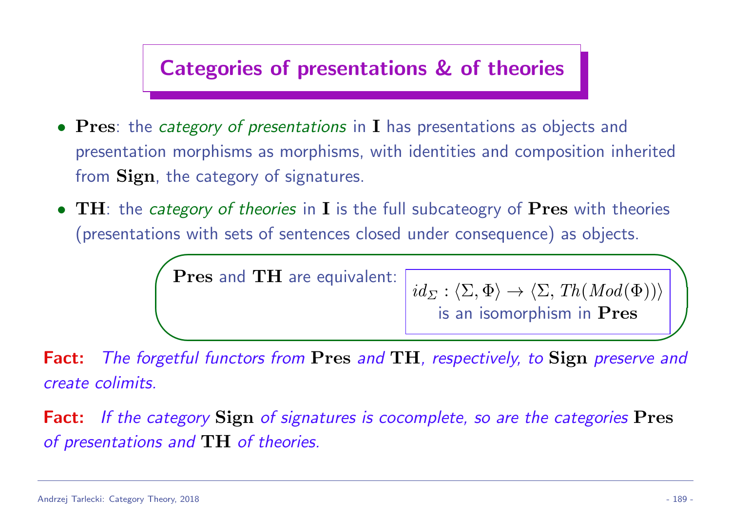# Categories of presentations & of theories

- **Pres**: the *category of presentations* in **I** has presentations as objects and presentation morphisms as morphisms, with identities and composition inherited from **Sign**, the category of signatures.
- **TH**: the *category of theories* in **I** is the full subcateogry of **Pres** with theories (presentations with sets of sentences closed under consequence) as objects.

**Pres** and **TH** are equivalent: $id_\Sigma : \langle \Sigma, \Phi \rangle \to \langle \Sigma, Th(Mod(\Phi)) \rangle$ is an isomorphism in **Pres**

**Fact:** *The forgetful functors from* **Pres** *and* **TH**, *respectively, to* **Sign** *preserve and create colimits.*

**Fact:** *If the category* **Sign** *of signatures is cocomplete, so are the categories* **Pres** *of presentations and* **TH** *of theories.*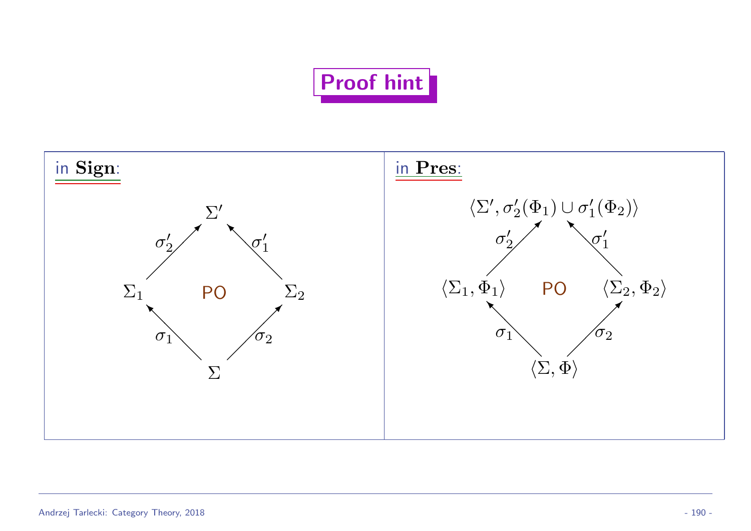# Proof hint

in **Sign**:

$$
\begin{array}{ccccc}
 & & \Sigma' & & \\
 & \overset{\sigma'_2}{\nearrow} & & \overset{\sigma'_1}{\nwarrow} & \\
\Sigma_1 & & \text{PO} & & \Sigma_2 \\
 & \underset{\sigma_1}{\nwarrow} & & \underset{\sigma_2}{\nearrow} & \\
 & & \Sigma & &
\end{array}
$$

in **Pres**:

$$
\begin{array}{ccccc}
 & & \langle \Sigma', \sigma'_2(\Phi_1) \cup \sigma'_1(\Phi_2) \rangle & & \\
 & \overset{\sigma'_2}{\nearrow} & & \overset{\sigma'_1}{\nwarrow} & \\
\langle \Sigma_1, \Phi_1 \rangle & & \text{PO} & & \langle \Sigma_2, \Phi_2 \rangle \\
 & \underset{\sigma_1}{\nwarrow} & & \underset{\sigma_2}{\nearrow} & \\
 & & \langle \Sigma, \Phi \rangle & &
\end{array}
$$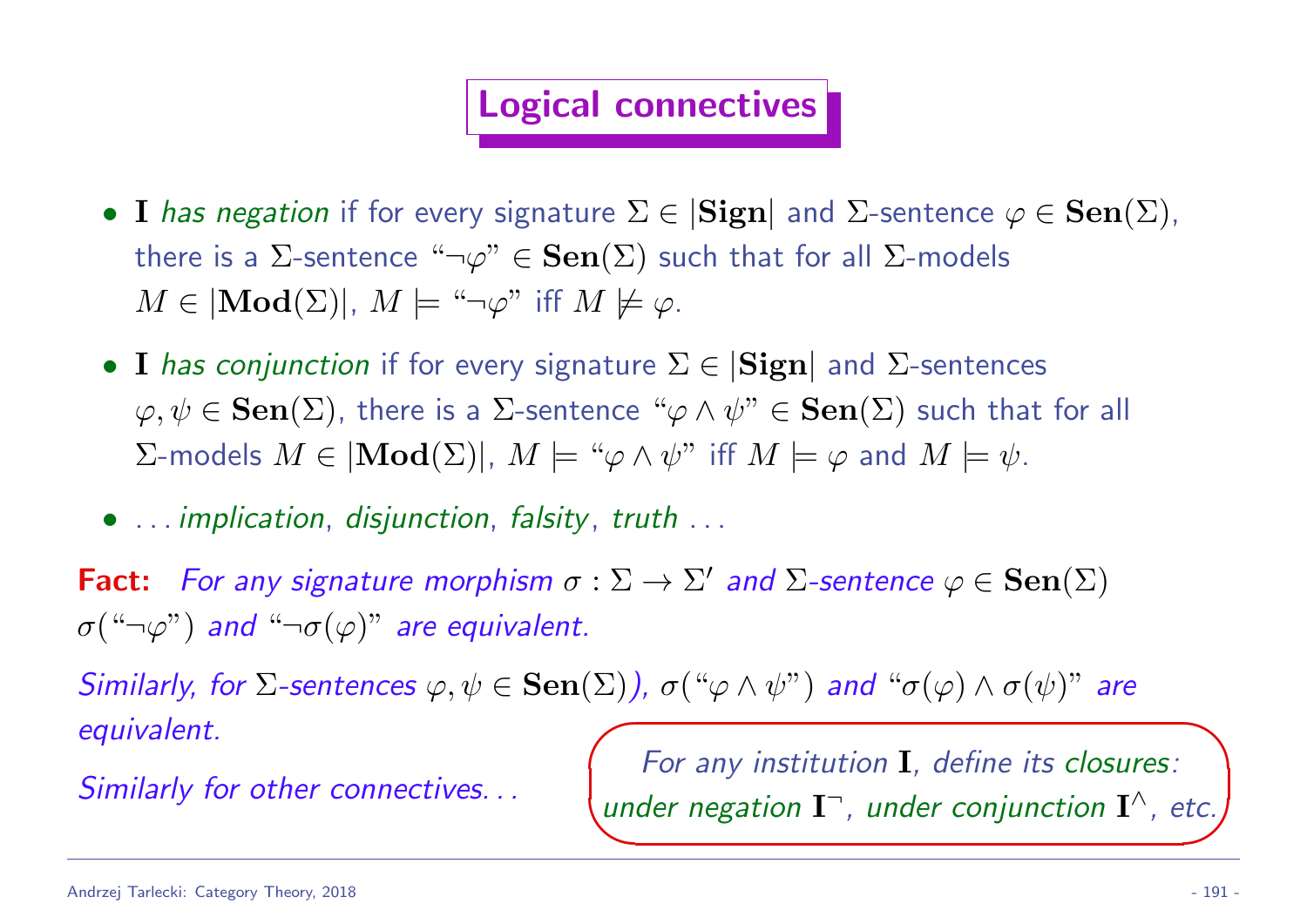# Logical connectives

- $\mathbf{I}$ *has negation* if for every signature $\Sigma \in |\mathbf{Sign}|$ and $\Sigma$-sentence $\varphi \in \mathbf{Sen}(\Sigma)$, there is a $\Sigma$-sentence "$\neg\varphi$" $\in \mathbf{Sen}(\Sigma)$ such that for all $\Sigma$-models $M \in |\mathbf{Mod}(\Sigma)|$, $M \models$ "$\neg\varphi$" iff $M \not\models \varphi$.
- $\mathbf{I}$ *has conjunction* if for every signature $\Sigma \in |\mathbf{Sign}|$ and $\Sigma$-sentences $\varphi, \psi \in \mathbf{Sen}(\Sigma)$, there is a $\Sigma$-sentence "$\varphi \wedge \psi$" $\in \mathbf{Sen}(\Sigma)$ such that for all $\Sigma$-models $M \in |\mathbf{Mod}(\Sigma)|$, $M \models$ "$\varphi \wedge \psi$" iff $M \models \varphi$ and $M \models \psi$.
- . . . *implication*, *disjunction*, *falsity*, *truth* . . .

**Fact:** *For any signature morphism $\sigma : \Sigma \to \Sigma'$ and $\Sigma$-sentence $\varphi \in \mathbf{Sen}(\Sigma)$ $\sigma($"$\neg\varphi$"$)$ and "$\neg\sigma(\varphi)$" are equivalent.*

*Similarly, for $\Sigma$-sentences $\varphi, \psi \in \mathbf{Sen}(\Sigma)$), $\sigma($"$\varphi \wedge \psi$"$)$ and "$\sigma(\varphi) \wedge \sigma(\psi)$" are equivalent.*

*Similarly for other connectives. . .*

*For any institution $\mathbf{I}$, define its closures: under negation $\mathbf{I}^{\neg}$, under conjunction $\mathbf{I}^{\wedge}$, etc.*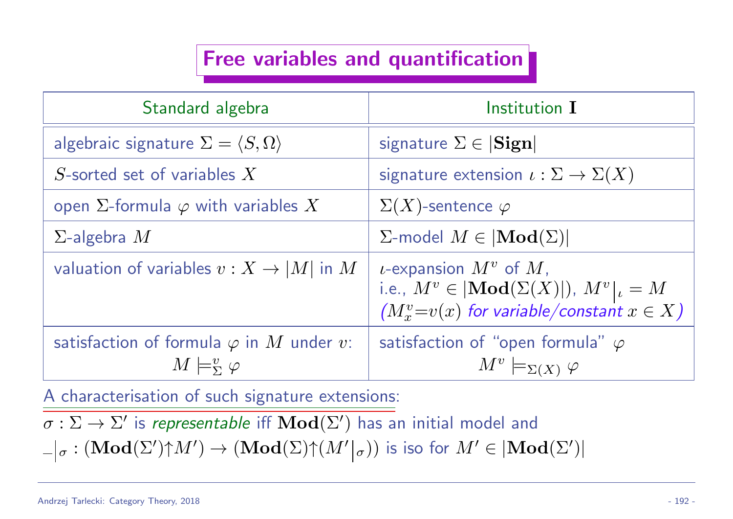# Free variables and quantification

| Standard algebra | Institution $\mathbf{I}$ |
|---|---|
| algebraic signature $\Sigma = \langle S, \Omega \rangle$ | signature $\Sigma \in |\mathbf{Sign}|$ |
| $S$-sorted set of variables $X$ | signature extension $\iota : \Sigma \to \Sigma(X)$ |
| open $\Sigma$-formula $\varphi$ with variables $X$ | $\Sigma(X)$-sentence $\varphi$ |
| $\Sigma$-algebra $M$ | $\Sigma$-model $M \in |\mathbf{Mod}(\Sigma)|$ |
| valuation of variables $v : X \to |M|$ in $M$ | $\iota$-expansion $M^v$ of $M$, i.e., $M^v \in |\mathbf{Mod}(\Sigma(X))|$, $M^v\big|_\iota = M$ *($M^v_x = v(x)$ for variable/constant $x \in X$)* |
| satisfaction of formula $\varphi$ in $M$ under $v$: $M \models^v_\Sigma \varphi$ | satisfaction of "open formula" $\varphi$ $M^v \models_{\Sigma(X)} \varphi$ |

A characterisation of such signature extensions:

$\sigma : \Sigma \to \Sigma'$ is *representable* iff $\mathbf{Mod}(\Sigma')$ has an initial model and $\_\big|_\sigma : (\mathbf{Mod}(\Sigma') \uparrow M') \to (\mathbf{Mod}(\Sigma) \uparrow (M'\big|_\sigma))$ is iso for $M' \in |\mathbf{Mod}(\Sigma')|$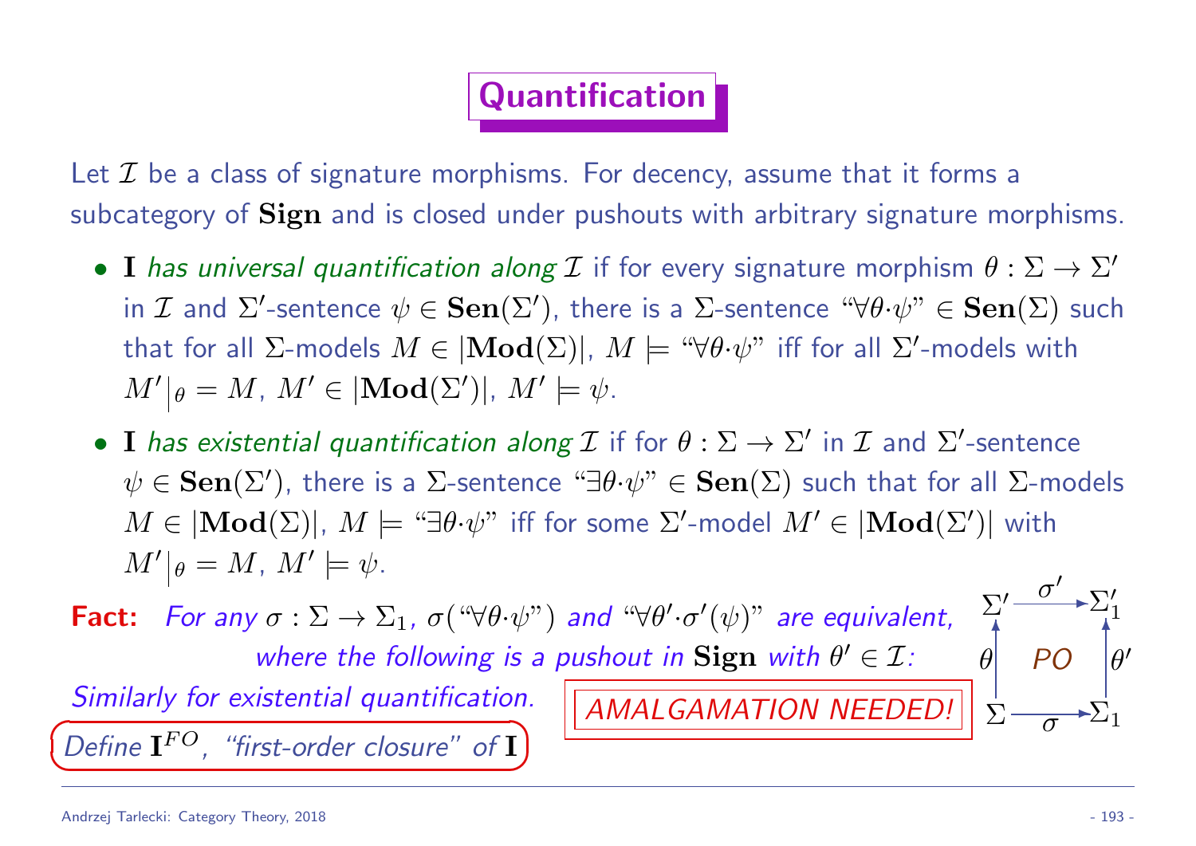# Quantification

Let $\mathcal{I}$ be a class of signature morphisms. For decency, assume that it forms a subcategory of $\mathbf{Sign}$ and is closed under pushouts with arbitrary signature morphisms.

- $\mathbf{I}$ *has universal quantification along* $\mathcal{I}$ if for every signature morphism $\theta : \Sigma \to \Sigma'$ in $\mathcal{I}$ and $\Sigma'$-sentence $\psi \in \mathbf{Sen}(\Sigma')$, there is a $\Sigma$-sentence "$\forall\theta{\cdot}\psi$" $\in \mathbf{Sen}(\Sigma)$ such that for all $\Sigma$-models $M \in |\mathbf{Mod}(\Sigma)|$, $M \models$ "$\forall\theta{\cdot}\psi$" iff for all $\Sigma'$-models with $M'\big|_\theta = M$, $M' \in |\mathbf{Mod}(\Sigma')|$, $M' \models \psi$.
- $\mathbf{I}$ *has existential quantification along* $\mathcal{I}$ if for $\theta : \Sigma \to \Sigma'$ in $\mathcal{I}$ and $\Sigma'$-sentence $\psi \in \mathbf{Sen}(\Sigma')$, there is a $\Sigma$-sentence "$\exists\theta{\cdot}\psi$" $\in \mathbf{Sen}(\Sigma)$ such that for all $\Sigma$-models $M \in |\mathbf{Mod}(\Sigma)|$, $M \models$ "$\exists\theta{\cdot}\psi$" iff for some $\Sigma'$-model $M' \in |\mathbf{Mod}(\Sigma')|$ with $M'\big|_\theta = M$, $M' \models \psi$.

**Fact:** *For any $\sigma : \Sigma \to \Sigma_1$, $\sigma($"$\forall\theta{\cdot}\psi$"$)$ and "$\forall\theta'{\cdot}\sigma'(\psi)$" are equivalent, where the following is a pushout in $\mathbf{Sign}$ with $\theta' \in \mathcal{I}$:*

$$
\begin{array}{ccc}
\Sigma' & \xrightarrow{\sigma'} & \Sigma'_1 \\
\theta \uparrow & PO & \uparrow \theta' \\
\Sigma & \xrightarrow{\sigma} & \Sigma_1
\end{array}
$$

*Similarly for existential quantification.*

AMALGAMATION NEEDED!

*Define $\mathbf{I}^{FO}$, "first-order closure" of $\mathbf{I}$*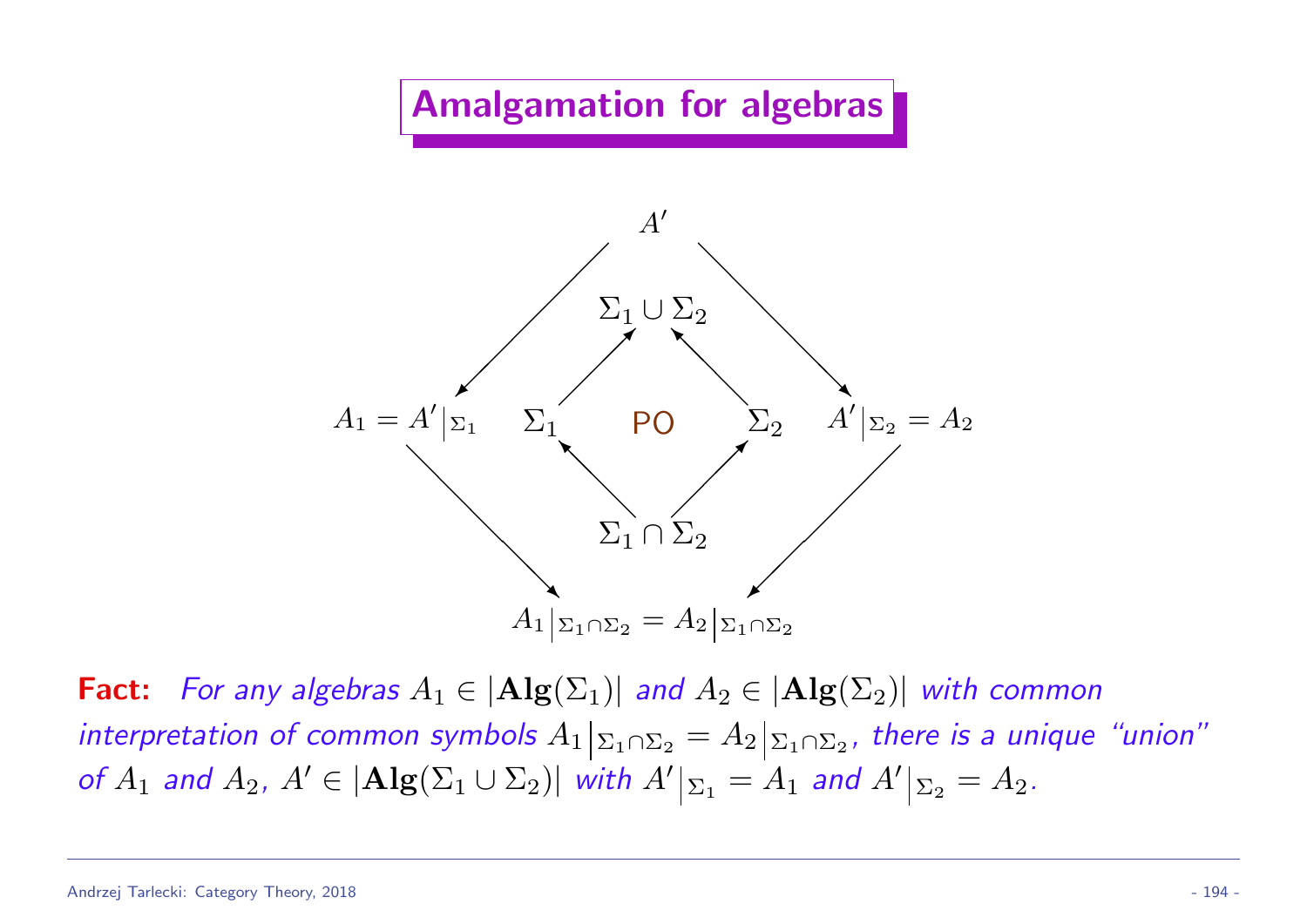# Amalgamation for algebras

$$A'$$

$$\Sigma_1 \cup \Sigma_2$$

$$A_1 = A'|_{\Sigma_1} \qquad \Sigma_1 \qquad \text{PO} \qquad \Sigma_2 \qquad A'|_{\Sigma_2} = A_2$$

$$\Sigma_1 \cap \Sigma_2$$

$$A_1|_{\Sigma_1 \cap \Sigma_2} = A_2|_{\Sigma_1 \cap \Sigma_2}$$

**Fact:** *For any algebras $A_1 \in |\mathbf{Alg}(\Sigma_1)|$ and $A_2 \in |\mathbf{Alg}(\Sigma_2)|$ with common interpretation of common symbols $A_1|_{\Sigma_1 \cap \Sigma_2} = A_2|_{\Sigma_1 \cap \Sigma_2}$, there is a unique "union" of $A_1$ and $A_2$, $A' \in |\mathbf{Alg}(\Sigma_1 \cup \Sigma_2)|$ with $A'|_{\Sigma_1} = A_1$ and $A'|_{\Sigma_2} = A_2$.*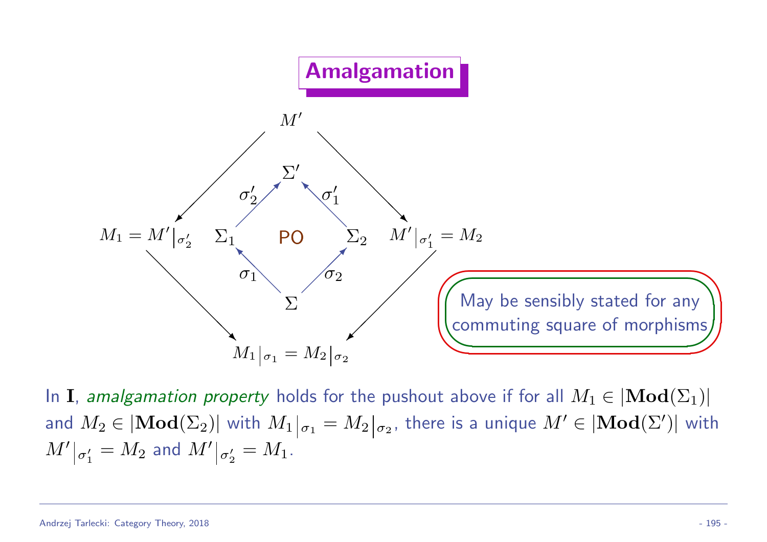## Amalgamation

$$
\begin{array}{ccccc}
 & & M' & & \\
 & \swarrow & & \searrow & \\
M_1 = M'|_{\sigma'_2} & & \Sigma' & & M'|_{\sigma'_1} = M_2 \\
 & \Sigma_1 \xrightarrow{\sigma'_2} \Sigma' & \text{PO} & \Sigma' \xleftarrow{\sigma'_1} \Sigma_2 & \\
 & \Sigma \xrightarrow{\sigma_1} \Sigma_1 & & \Sigma \xrightarrow{\sigma_2} \Sigma_2 & \\
 & \searrow & \Sigma & \swarrow & \\
 & & M_1|_{\sigma_1} = M_2|_{\sigma_2} & &
\end{array}
$$

May be sensibly stated for any commuting square of morphisms

In $\mathbf{I}$, *amalgamation property* holds for the pushout above if for all $M_1 \in |\mathbf{Mod}(\Sigma_1)|$ and $M_2 \in |\mathbf{Mod}(\Sigma_2)|$ with $M_1|_{\sigma_1} = M_2|_{\sigma_2}$, there is a unique $M' \in |\mathbf{Mod}(\Sigma')|$ with $M'|_{\sigma'_1} = M_2$ and $M'|_{\sigma'_2} = M_1$.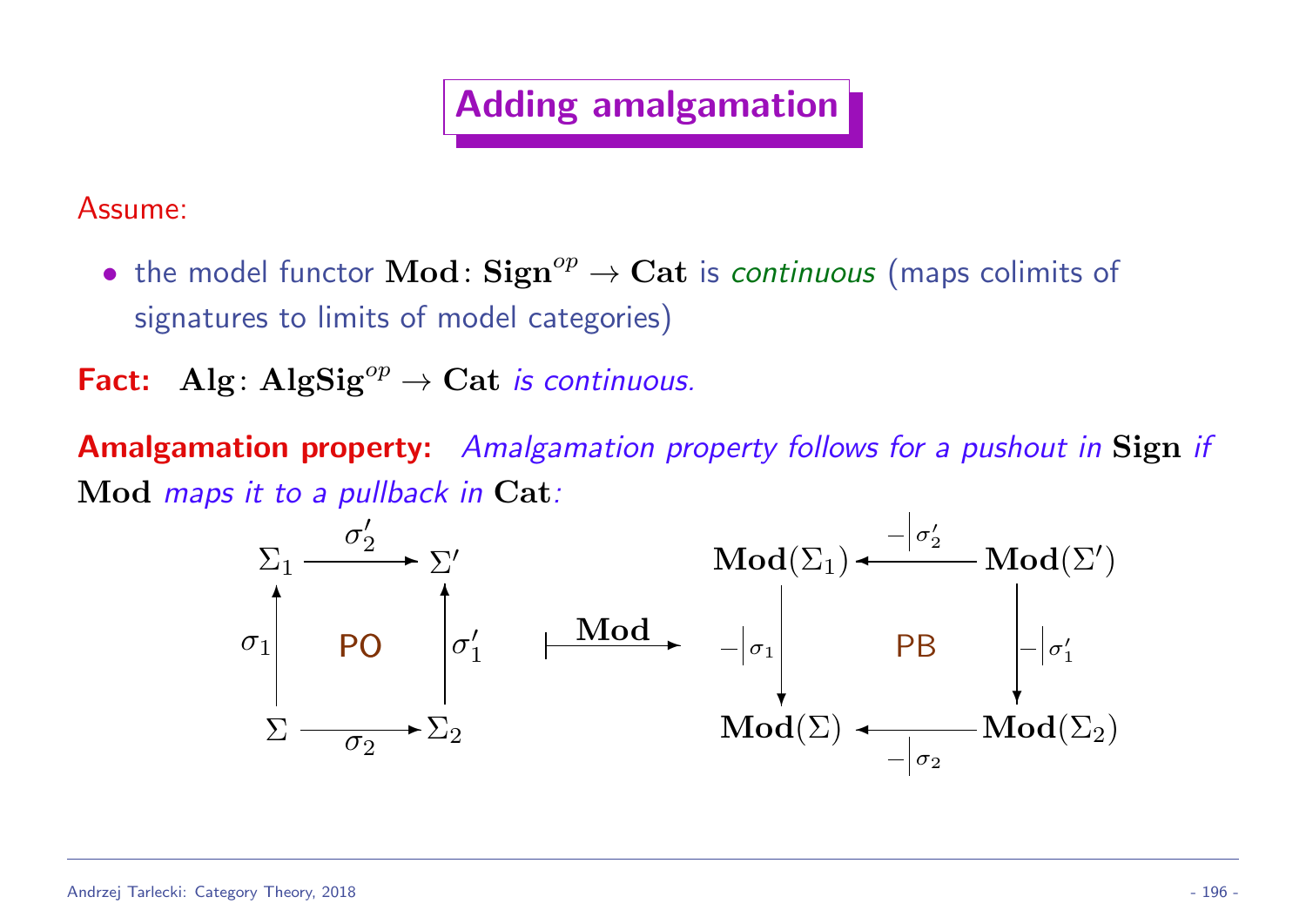# Adding amalgamation

Assume:

- the model functor $\mathbf{Mod}\colon \mathbf{Sign}^{op} \to \mathbf{Cat}$ is *continuous* (maps colimits of signatures to limits of model categories)

**Fact:** $\mathbf{Alg}\colon \mathbf{AlgSig}^{op} \to \mathbf{Cat}$ *is continuous.*

**Amalgamation property:** *Amalgamation property follows for a pushout in* $\mathbf{Sign}$ *if* $\mathbf{Mod}$ *maps it to a pullback in* $\mathbf{Cat}$*:*

$$
\begin{array}{ccc}
\Sigma_1 & \xrightarrow{\sigma_2'} & \Sigma' \\
\uparrow{\scriptstyle \sigma_1} & \text{PO} & \uparrow{\scriptstyle \sigma_1'} \\
\Sigma & \xrightarrow[\sigma_2]{} & \Sigma_2
\end{array}
\qquad \stackrel{\mathbf{Mod}}{\longmapsto} \qquad
\begin{array}{ccc}
\mathbf{Mod}(\Sigma_1) & \xleftarrow{-|_{\sigma_2'}} & \mathbf{Mod}(\Sigma') \\
\downarrow{\scriptstyle -|_{\sigma_1}} & \text{PB} & \downarrow{\scriptstyle -|_{\sigma_1'}} \\
\mathbf{Mod}(\Sigma) & \xleftarrow[-|_{\sigma_2}]{} & \mathbf{Mod}(\Sigma_2)
\end{array}
$$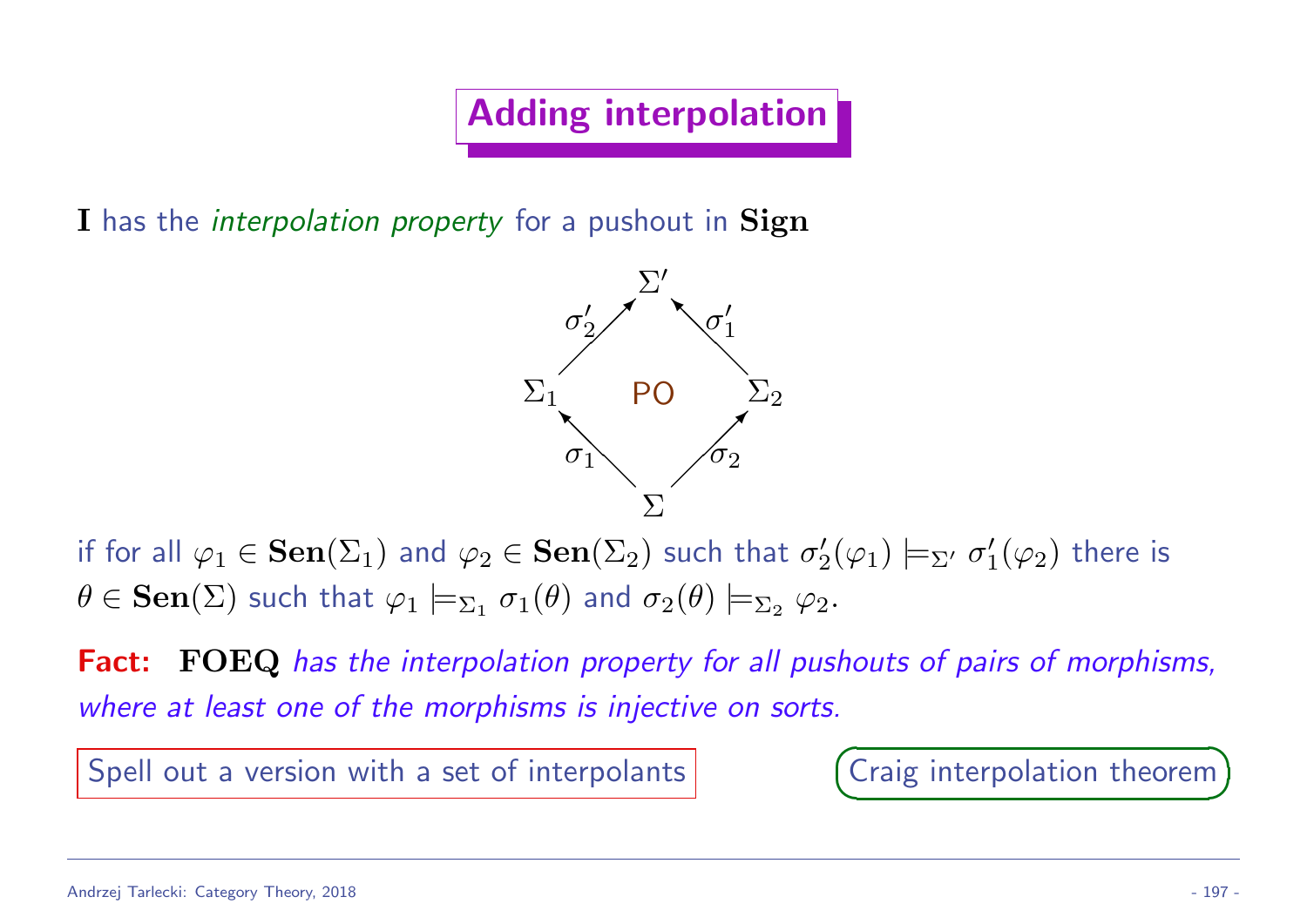# Adding interpolation

$\mathbf{I}$ has the *interpolation property* for a pushout in $\mathbf{Sign}$

$$
\begin{array}{ccccc}
 & & \Sigma' & & \\
 & \sigma_2' \nearrow & & \nwarrow \sigma_1' & \\
\Sigma_1 & & \text{PO} & & \Sigma_2 \\
 & \sigma_1 \nwarrow & & \nearrow \sigma_2 & \\
 & & \Sigma & &
\end{array}
$$

if for all $\varphi_1 \in \mathbf{Sen}(\Sigma_1)$ and $\varphi_2 \in \mathbf{Sen}(\Sigma_2)$ such that $\sigma_2'(\varphi_1) \models_{\Sigma'} \sigma_1'(\varphi_2)$ there is $\theta \in \mathbf{Sen}(\Sigma)$ such that $\varphi_1 \models_{\Sigma_1} \sigma_1(\theta)$ and $\sigma_2(\theta) \models_{\Sigma_2} \varphi_2$.

**Fact:** $\mathbf{FOEQ}$ *has the interpolation property for all pushouts of pairs of morphisms, where at least one of the morphisms is injective on sorts.*

Spell out a version with a set of interpolants

Craig interpolation theorem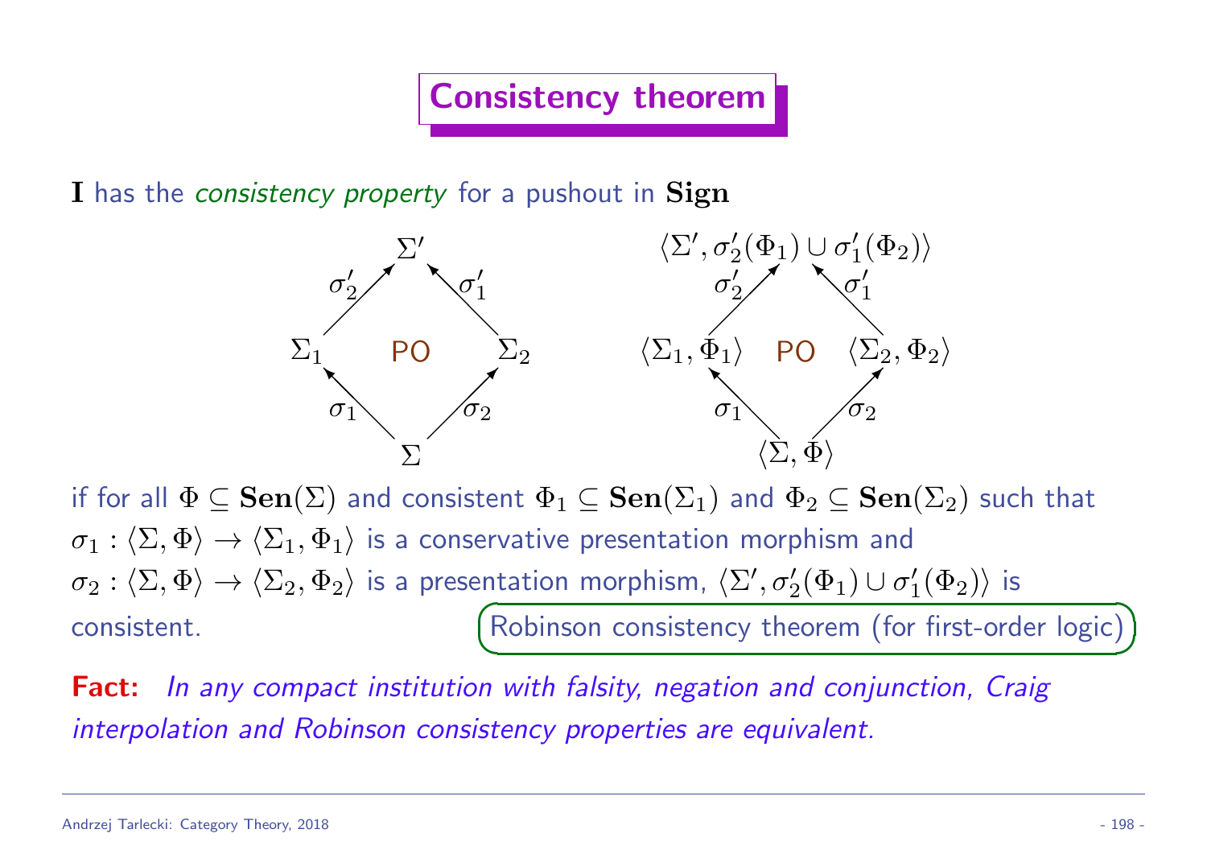# Consistency theorem

$\mathbf{I}$ has the *consistency property* for a pushout in $\mathbf{Sign}$

$$
\begin{array}{ccccc}
 & & \Sigma' & & \\
 & \sigma_2' \nearrow & & \nwarrow \sigma_1' & \\
\Sigma_1 & & \text{PO} & & \Sigma_2 \\
 & \sigma_1 \nwarrow & & \nearrow \sigma_2 & \\
 & & \Sigma & &
\end{array}
\qquad
\begin{array}{ccccc}
 & & \langle \Sigma', \sigma_2'(\Phi_1) \cup \sigma_1'(\Phi_2) \rangle & & \\
 & \sigma_2' \nearrow & & \nwarrow \sigma_1' & \\
\langle \Sigma_1, \Phi_1 \rangle & & \text{PO} & & \langle \Sigma_2, \Phi_2 \rangle \\
 & \sigma_1 \nwarrow & & \nearrow \sigma_2 & \\
 & & \langle \Sigma, \Phi \rangle & &
\end{array}
$$

if for all $\Phi \subseteq \mathbf{Sen}(\Sigma)$ and consistent $\Phi_1 \subseteq \mathbf{Sen}(\Sigma_1)$ and $\Phi_2 \subseteq \mathbf{Sen}(\Sigma_2)$ such that $\sigma_1 : \langle \Sigma, \Phi \rangle \to \langle \Sigma_1, \Phi_1 \rangle$ is a conservative presentation morphism and $\sigma_2 : \langle \Sigma, \Phi \rangle \to \langle \Sigma_2, \Phi_2 \rangle$ is a presentation morphism, $\langle \Sigma', \sigma_2'(\Phi_1) \cup \sigma_1'(\Phi_2) \rangle$ is consistent.

Robinson consistency theorem (for first-order logic)

**Fact:** *In any compact institution with falsity, negation and conjunction, Craig interpolation and Robinson consistency properties are equivalent.*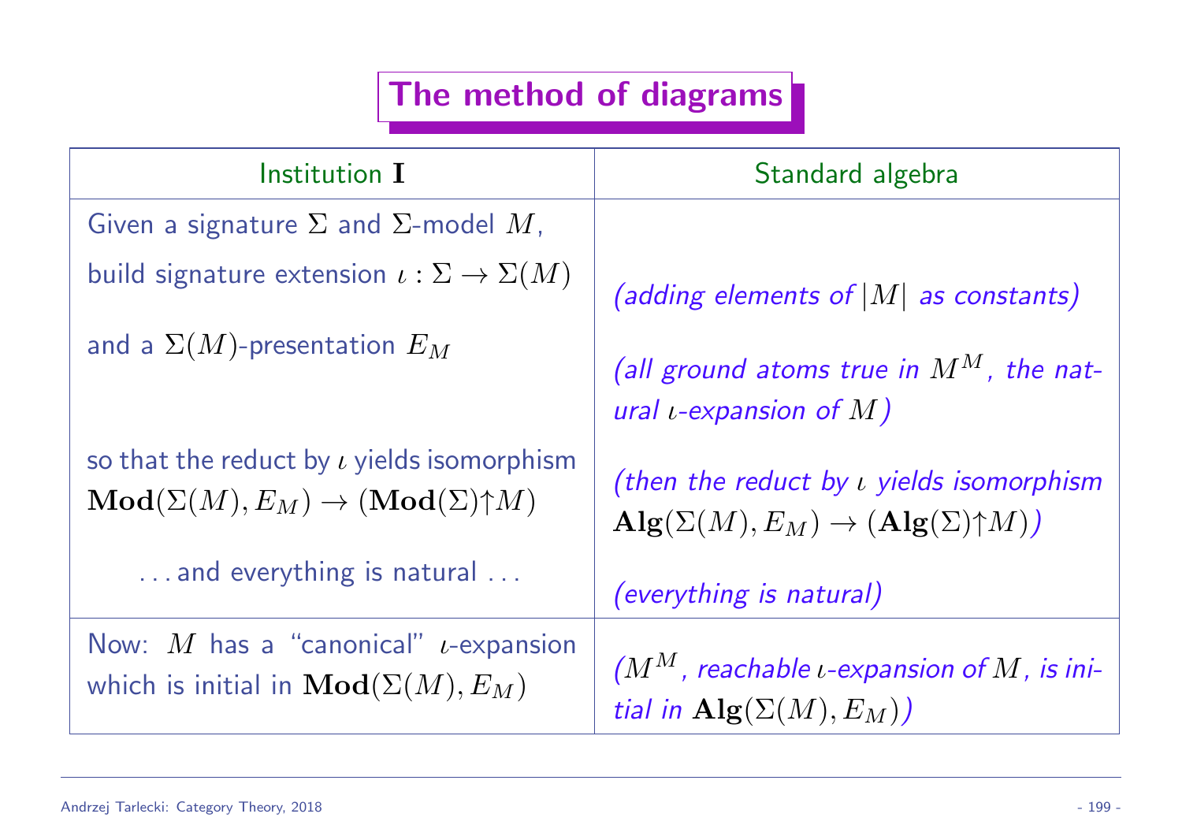# The method of diagrams

| Institution $\mathbf{I}$ | Standard algebra |
|---|---|
| Given a signature $\Sigma$ and $\Sigma$-model $M$, build signature extension $\iota : \Sigma \to \Sigma(M)$ | *(adding elements of $|M|$ as constants)* |
| and a $\Sigma(M)$-presentation $E_M$ | *(all ground atoms true in $M^M$, the natural $\iota$-expansion of $M$)* |
| so that the reduct by $\iota$ yields isomorphism $\mathbf{Mod}(\Sigma(M), E_M) \to (\mathbf{Mod}(\Sigma){\uparrow}M)$ | *(then the reduct by $\iota$ yields isomorphism $\mathbf{Alg}(\Sigma(M), E_M) \to (\mathbf{Alg}(\Sigma){\uparrow}M)$)* |
| . . . and everything is natural . . . | *(everything is natural)* |
| Now: $M$ has a "canonical" $\iota$-expansion which is initial in $\mathbf{Mod}(\Sigma(M), E_M)$ | *($M^M$, reachable $\iota$-expansion of $M$, is initial in $\mathbf{Alg}(\Sigma(M), E_M)$)* |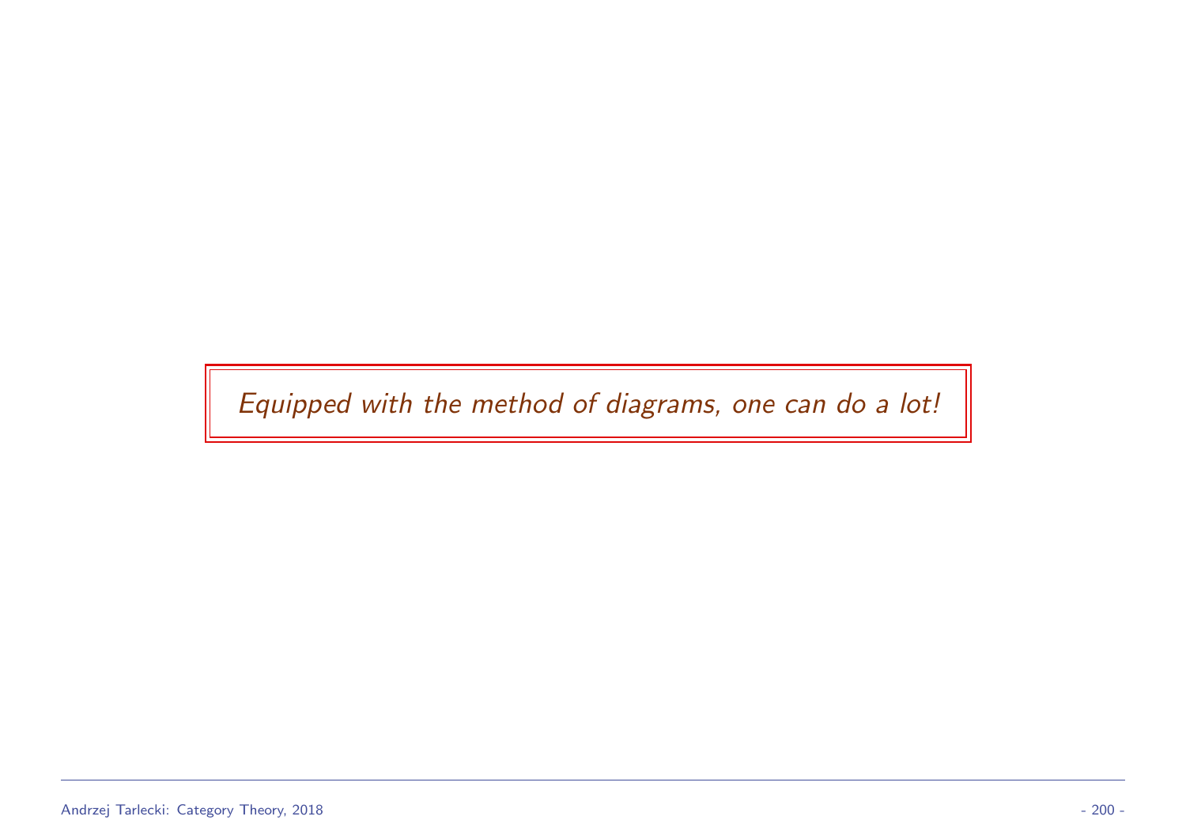*Equipped with the method of diagrams, one can do a lot!*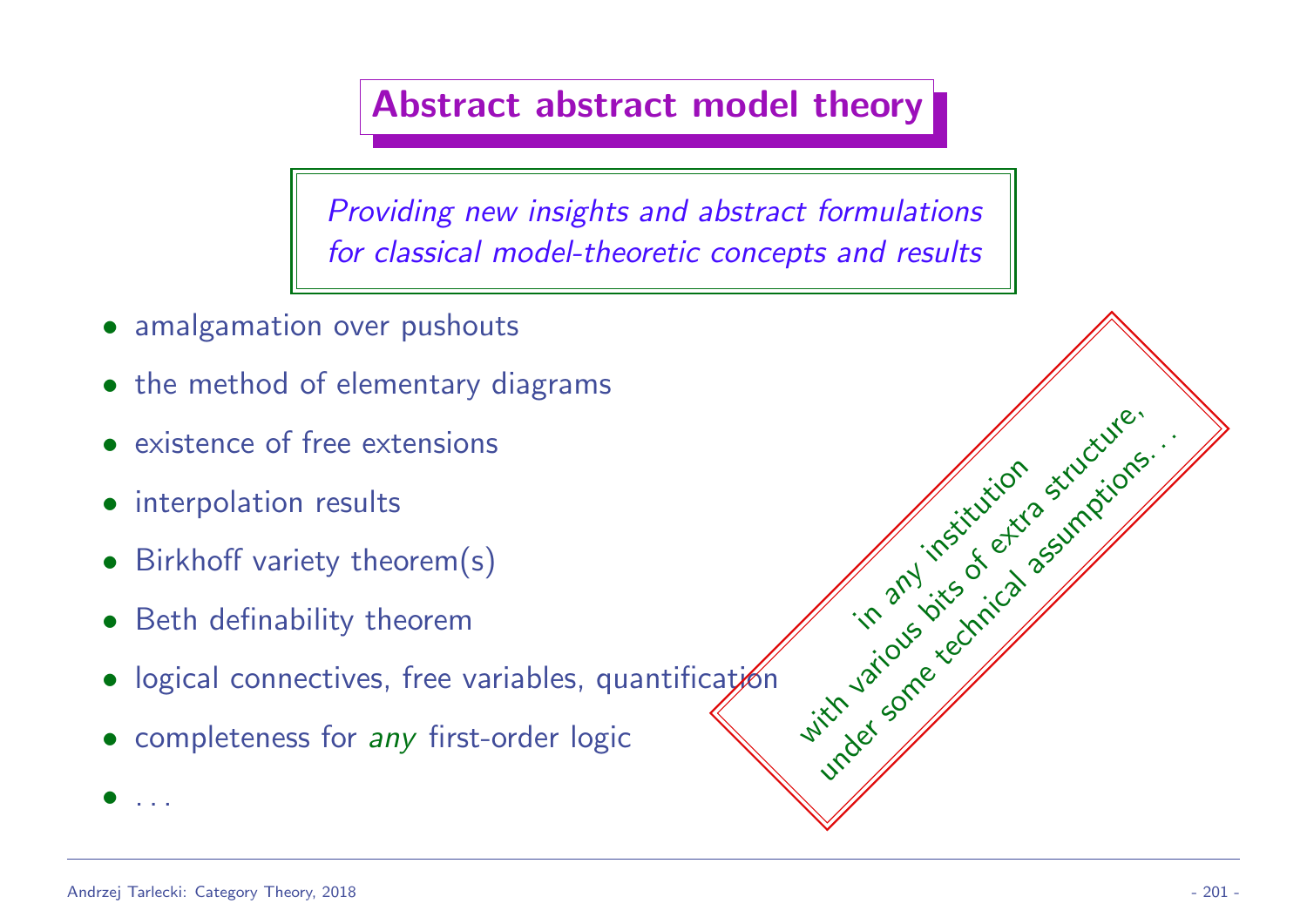# Abstract abstract model theory

*Providing new insights and abstract formulations for classical model-theoretic concepts and results*

- amalgamation over pushouts
- the method of elementary diagrams
- existence of free extensions
- interpolation results
- Birkhoff variety theorem(s)
- Beth definability theorem
- logical connectives, free variables, quantification
- completeness for *any* first-order logic
- . . .

in *any* institution
with various bits of extra structure,
under some technical assumptions. . .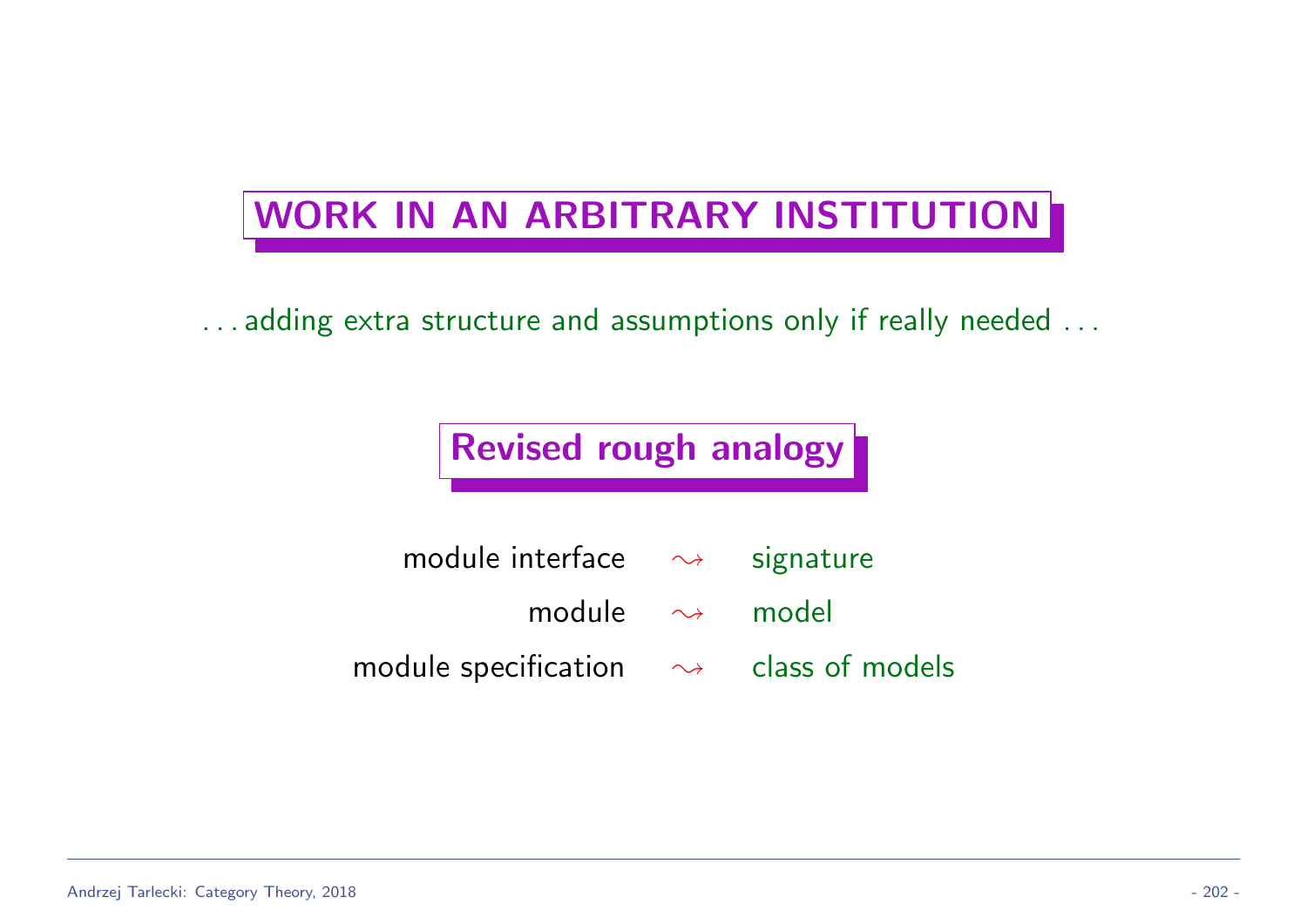# WORK IN AN ARBITRARY INSTITUTION

. . . adding extra structure and assumptions only if really needed . . .

## Revised rough analogy

| | | |
|---|---|---|
| module interface | $\leadsto$ | signature |
| module | $\leadsto$ | model |
| module specification | $\leadsto$ | class of models |